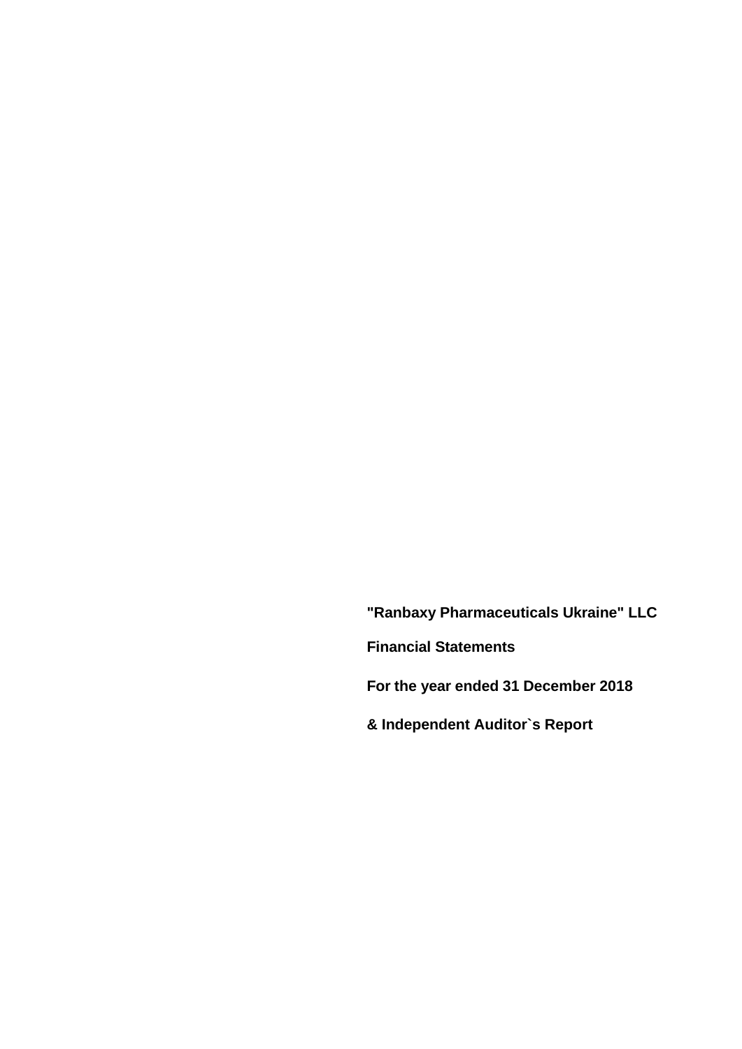**"Ranbaxy Pharmaceuticals Ukraine" LLC**

**Financial Statements**

**For the year ended 31 December 2018**

**& Independent Auditor`s Report**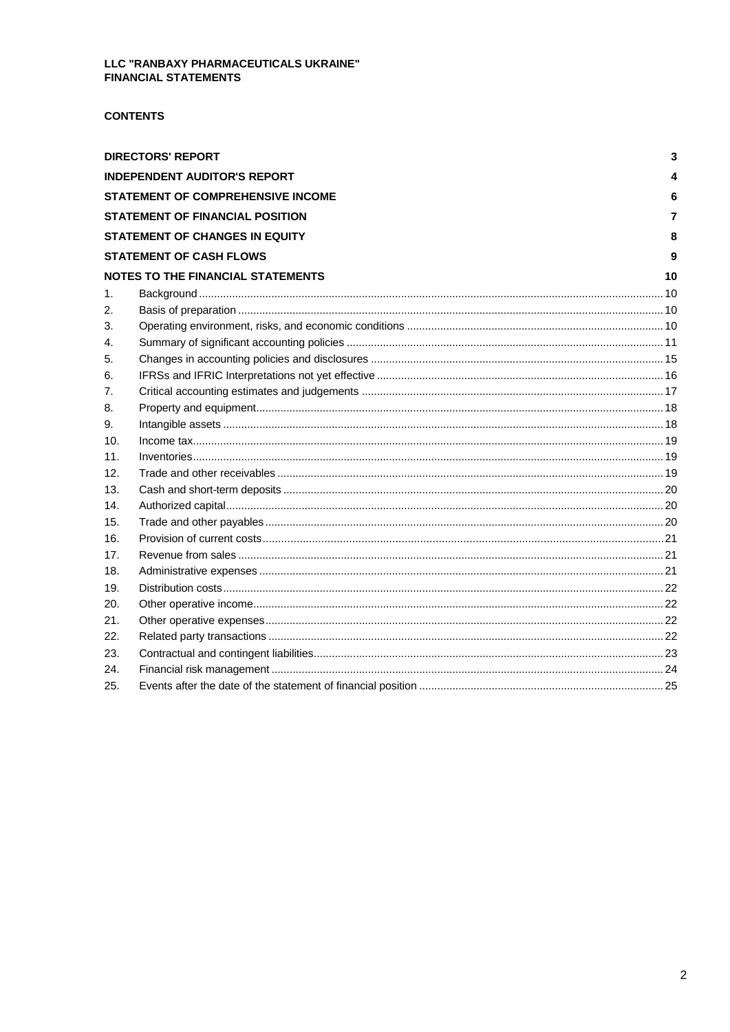**LLC "RANBAXY PHARMACEUTICALS UKRAINE"**
**FINANCIAL STATEMENTS**

## CONTENTS

| | | |
|---|---|---|
| **DIRECTORS' REPORT** | | **3** |
| **INDEPENDENT AUDITOR'S REPORT** | | **4** |
| **STATEMENT OF COMPREHENSIVE INCOME** | | **6** |
| **STATEMENT OF FINANCIAL POSITION** | | **7** |
| **STATEMENT OF CHANGES IN EQUITY** | | **8** |
| **STATEMENT OF CASH FLOWS** | | **9** |
| **NOTES TO THE FINANCIAL STATEMENTS** | | **10** |
| 1. | Background | 10 |
| 2. | Basis of preparation | 10 |
| 3. | Operating environment, risks, and economic conditions | 10 |
| 4. | Summary of significant accounting policies | 11 |
| 5. | Changes in accounting policies and disclosures | 15 |
| 6. | IFRSs and IFRIC Interpretations not yet effective | 16 |
| 7. | Critical accounting estimates and judgements | 17 |
| 8. | Property and equipment | 18 |
| 9. | Intangible assets | 18 |
| 10. | Income tax | 19 |
| 11. | Inventories | 19 |
| 12. | Trade and other receivables | 19 |
| 13. | Cash and short-term deposits | 20 |
| 14. | Authorized capital | 20 |
| 15. | Trade and other payables | 20 |
| 16. | Provision of current costs | 21 |
| 17. | Revenue from sales | 21 |
| 18. | Administrative expenses | 21 |
| 19. | Distribution costs | 22 |
| 20. | Other operative income | 22 |
| 21. | Other operative expenses | 22 |
| 22. | Related party transactions | 22 |
| 23. | Contractual and contingent liabilities | 23 |
| 24. | Financial risk management | 24 |
| 25. | Events after the date of the statement of financial position | 25 |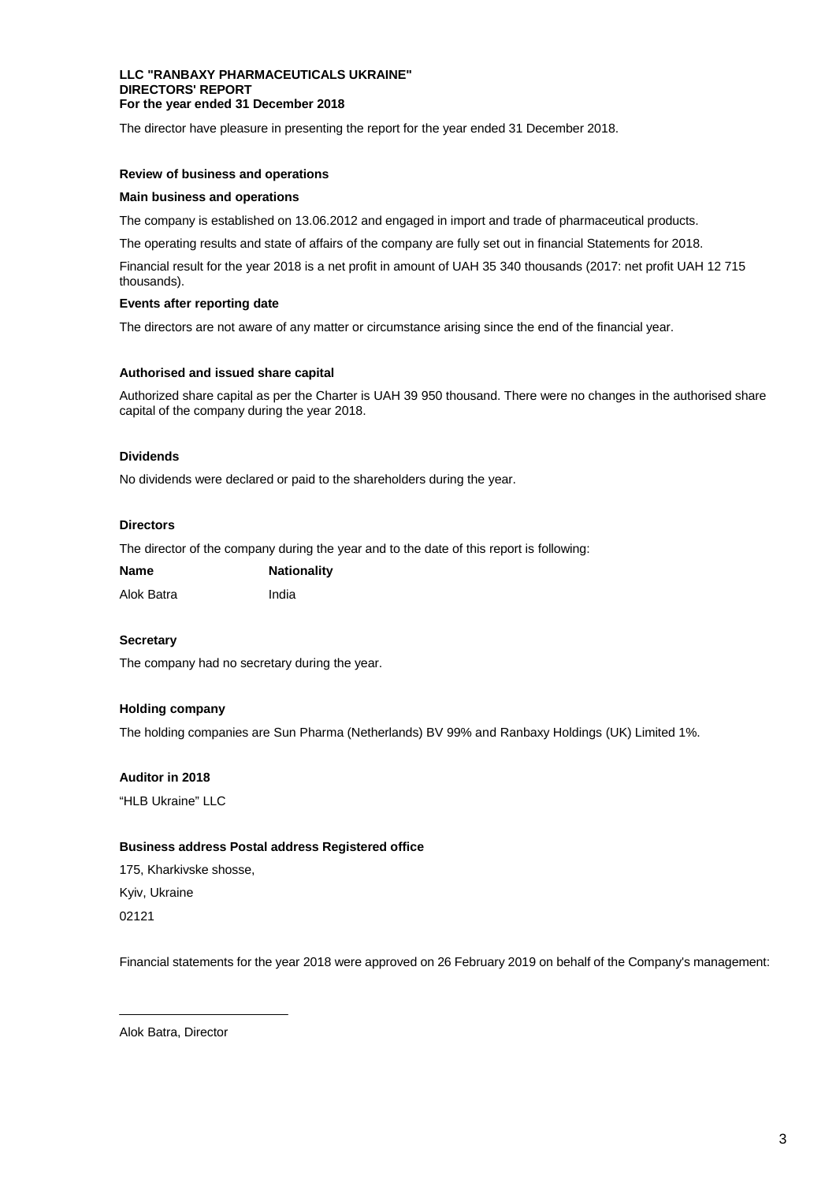**LLC "RANBAXY PHARMACEUTICALS UKRAINE"**
**DIRECTORS' REPORT**
**For the year ended 31 December 2018**

The director have pleasure in presenting the report for the year ended 31 December 2018.

**Review of business and operations**

**Main business and operations**

The company is established on 13.06.2012 and engaged in import and trade of pharmaceutical products.

The operating results and state of affairs of the company are fully set out in financial Statements for 2018.

Financial result for the year 2018 is a net profit in amount of UAH 35 340 thousands (2017: net profit UAH 12 715 thousands).

**Events after reporting date**

The directors are not aware of any matter or circumstance arising since the end of the financial year.

**Authorised and issued share capital**

Authorized share capital as per the Charter is UAH 39 950 thousand. There were no changes in the authorised share capital of the company during the year 2018.

**Dividends**

No dividends were declared or paid to the shareholders during the year.

**Directors**

The director of the company during the year and to the date of this report is following:

| **Name** | **Nationality** |
|---|---|
| Alok Batra | India |

**Secretary**

The company had no secretary during the year.

**Holding company**

The holding companies are Sun Pharma (Netherlands) BV 99% and Ranbaxy Holdings (UK) Limited 1%.

**Auditor in 2018**

"HLB Ukraine" LLC

**Business address Postal address Registered office**

175, Kharkivske shosse,

Kyiv, Ukraine

02121

Financial statements for the year 2018 were approved on 26 February 2019 on behalf of the Company's management:

Alok Batra, Director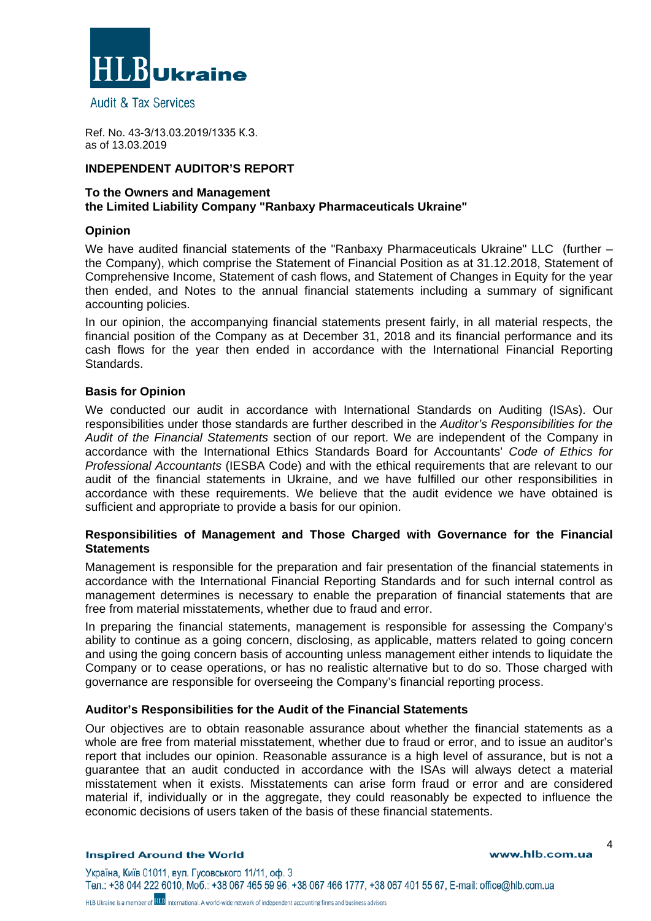Ref. No. 43-3/13.03.2019/1335 К.З.
as of 13.03.2019

## INDEPENDENT AUDITOR'S REPORT

**To the Owners and Management**
**the Limited Liability Company "Ranbaxy Pharmaceuticals Ukraine"**

### Opinion

We have audited financial statements of the "Ranbaxy Pharmaceuticals Ukraine" LLC (further – the Company), which comprise the Statement of Financial Position as at 31.12.2018, Statement of Comprehensive Income, Statement of cash flows, and Statement of Changes in Equity for the year then ended, and Notes to the annual financial statements including a summary of significant accounting policies.

In our opinion, the accompanying financial statements present fairly, in all material respects, the financial position of the Company as at December 31, 2018 and its financial performance and its cash flows for the year then ended in accordance with the International Financial Reporting Standards.

### Basis for Opinion

We conducted our audit in accordance with International Standards on Auditing (ISAs). Our responsibilities under those standards are further described in the *Auditor's Responsibilities for the Audit of the Financial Statements* section of our report. We are independent of the Company in accordance with the International Ethics Standards Board for Accountants' *Code of Ethics for Professional Accountants* (IESBA Code) and with the ethical requirements that are relevant to our audit of the financial statements in Ukraine, and we have fulfilled our other responsibilities in accordance with these requirements. We believe that the audit evidence we have obtained is sufficient and appropriate to provide a basis for our opinion.

### Responsibilities of Management and Those Charged with Governance for the Financial Statements

Management is responsible for the preparation and fair presentation of the financial statements in accordance with the International Financial Reporting Standards and for such internal control as management determines is necessary to enable the preparation of financial statements that are free from material misstatements, whether due to fraud and error.

In preparing the financial statements, management is responsible for assessing the Company's ability to continue as a going concern, disclosing, as applicable, matters related to going concern and using the going concern basis of accounting unless management either intends to liquidate the Company or to cease operations, or has no realistic alternative but to do so. Those charged with governance are responsible for overseeing the Company's financial reporting process.

### Auditor's Responsibilities for the Audit of the Financial Statements

Our objectives are to obtain reasonable assurance about whether the financial statements as a whole are free from material misstatement, whether due to fraud or error, and to issue an auditor's report that includes our opinion. Reasonable assurance is a high level of assurance, but is not a guarantee that an audit conducted in accordance with the ISAs will always detect a material misstatement when it exists. Misstatements can arise form fraud or error and are considered material if, individually or in the aggregate, they could reasonably be expected to influence the economic decisions of users taken of the basis of these financial statements.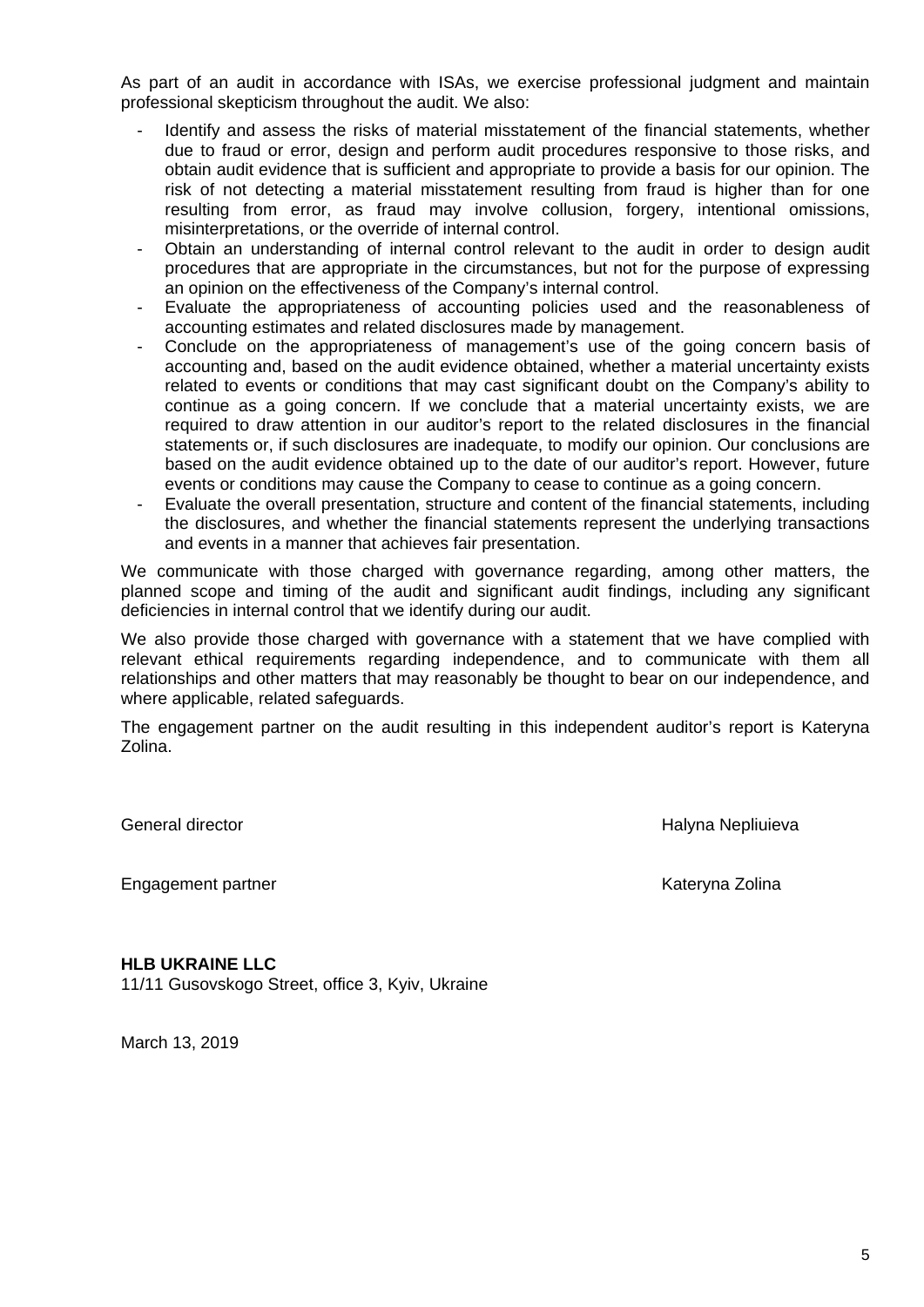As part of an audit in accordance with ISAs, we exercise professional judgment and maintain professional skepticism throughout the audit. We also:

- Identify and assess the risks of material misstatement of the financial statements, whether due to fraud or error, design and perform audit procedures responsive to those risks, and obtain audit evidence that is sufficient and appropriate to provide a basis for our opinion. The risk of not detecting a material misstatement resulting from fraud is higher than for one resulting from error, as fraud may involve collusion, forgery, intentional omissions, misinterpretations, or the override of internal control.
- Obtain an understanding of internal control relevant to the audit in order to design audit procedures that are appropriate in the circumstances, but not for the purpose of expressing an opinion on the effectiveness of the Company's internal control.
- Evaluate the appropriateness of accounting policies used and the reasonableness of accounting estimates and related disclosures made by management.
- Conclude on the appropriateness of management's use of the going concern basis of accounting and, based on the audit evidence obtained, whether a material uncertainty exists related to events or conditions that may cast significant doubt on the Company's ability to continue as a going concern. If we conclude that a material uncertainty exists, we are required to draw attention in our auditor's report to the related disclosures in the financial statements or, if such disclosures are inadequate, to modify our opinion. Our conclusions are based on the audit evidence obtained up to the date of our auditor's report. However, future events or conditions may cause the Company to cease to continue as a going concern.
- Evaluate the overall presentation, structure and content of the financial statements, including the disclosures, and whether the financial statements represent the underlying transactions and events in a manner that achieves fair presentation.

We communicate with those charged with governance regarding, among other matters, the planned scope and timing of the audit and significant audit findings, including any significant deficiencies in internal control that we identify during our audit.

We also provide those charged with governance with a statement that we have complied with relevant ethical requirements regarding independence, and to communicate with them all relationships and other matters that may reasonably be thought to bear on our independence, and where applicable, related safeguards.

The engagement partner on the audit resulting in this independent auditor's report is Kateryna Zolina.

General director Halyna Nepliuieva

Engagement partner Kateryna Zolina

**HLB UKRAINE LLC**
11/11 Gusovskogo Street, office 3, Kyiv, Ukraine

March 13, 2019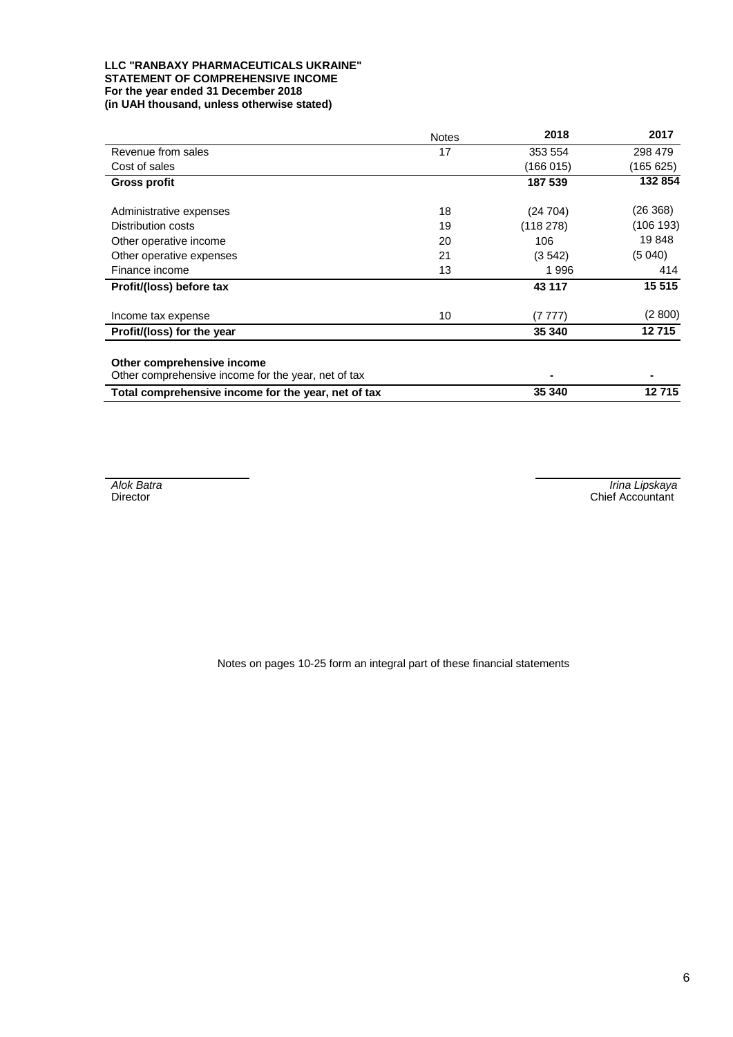**LLC "RANBAXY PHARMACEUTICALS UKRAINE"**
**STATEMENT OF COMPREHENSIVE INCOME**
**For the year ended 31 December 2018**
**(in UAH thousand, unless otherwise stated)**

| | Notes | 2018 | 2017 |
|---|---|---|---|
| Revenue from sales | 17 | 353 554 | 298 479 |
| Cost of sales | | (166 015) | (165 625) |
| **Gross profit** | | **187 539** | **132 854** |
| | | | |
| Administrative expenses | 18 | (24 704) | (26 368) |
| Distribution costs | 19 | (118 278) | (106 193) |
| Other operative income | 20 | 106 | 19 848 |
| Other operative expenses | 21 | (3 542) | (5 040) |
| Finance income | 13 | 1 996 | 414 |
| **Profit/(loss) before tax** | | **43 117** | **15 515** |
| | | | |
| Income tax expense | 10 | (7 777) | (2 800) |
| **Profit/(loss) for the year** | | **35 340** | **12 715** |
| | | | |
| **Other comprehensive income** | | | |
| Other comprehensive income for the year, net of tax | | - | - |
| **Total comprehensive income for the year, net of tax** | | **35 340** | **12 715** |

*Alok Batra*
Director

*Irina Lipskaya*
Chief Accountant

Notes on pages 10-25 form an integral part of these financial statements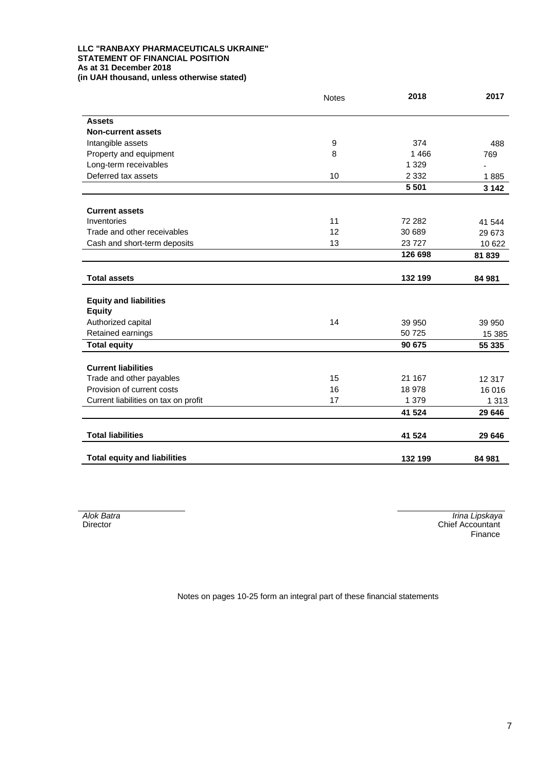**LLC "RANBAXY PHARMACEUTICALS UKRAINE"**
**STATEMENT OF FINANCIAL POSITION**
**As at 31 December 2018**
**(in UAH thousand, unless otherwise stated)**

| | Notes | 2018 | 2017 |
|---|---|---|---|
| **Assets** | | | |
| **Non-current assets** | | | |
| Intangible assets | 9 | 374 | 488 |
| Property and equipment | 8 | 1 466 | 769 |
| Long-term receivables | | 1 329 | - |
| Deferred tax assets | 10 | 2 332 | 1 885 |
| | | **5 501** | **3 142** |
| **Current assets** | | | |
| Inventories | 11 | 72 282 | 41 544 |
| Trade and other receivables | 12 | 30 689 | 29 673 |
| Cash and short-term deposits | 13 | 23 727 | 10 622 |
| | | **126 698** | **81 839** |
| **Total assets** | | **132 199** | **84 981** |
| **Equity and liabilities** | | | |
| **Equity** | | | |
| Authorized capital | 14 | 39 950 | 39 950 |
| Retained earnings | | 50 725 | 15 385 |
| **Total equity** | | **90 675** | **55 335** |
| **Current liabilities** | | | |
| Trade and other payables | 15 | 21 167 | 12 317 |
| Provision of current costs | 16 | 18 978 | 16 016 |
| Current liabilities on tax on profit | 17 | 1 379 | 1 313 |
| | | **41 524** | **29 646** |
| **Total liabilities** | | **41 524** | **29 646** |
| **Total equity and liabilities** | | **132 199** | **84 981** |

*Alok Batra*
Director

*Irina Lipskaya*
Chief Accountant
Finance

Notes on pages 10-25 form an integral part of these financial statements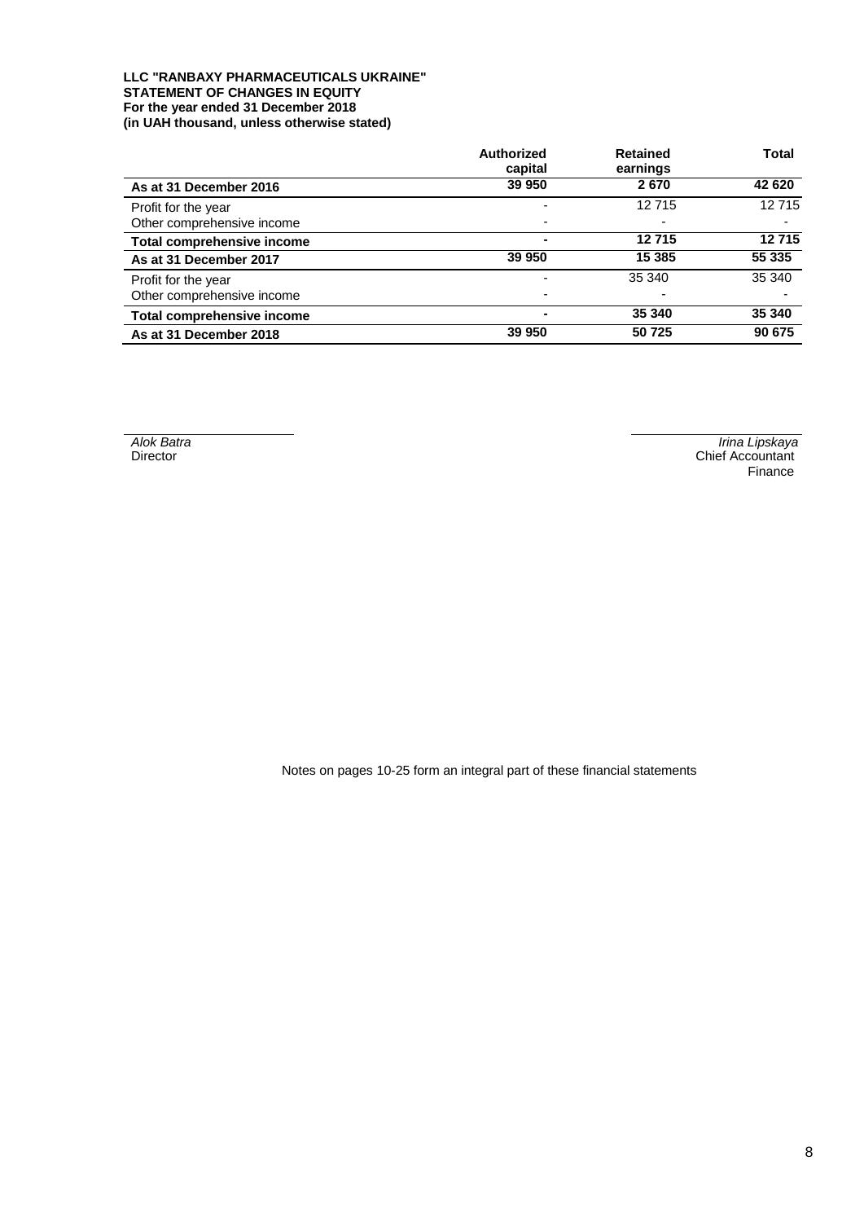**LLC "RANBAXY PHARMACEUTICALS UKRAINE"**
**STATEMENT OF CHANGES IN EQUITY**
**For the year ended 31 December 2018**
**(in UAH thousand, unless otherwise stated)**

| | Authorized capital | Retained earnings | Total |
|---|---|---|---|
| **As at 31 December 2016** | **39 950** | **2 670** | **42 620** |
| Profit for the year | - | 12 715 | 12 715 |
| Other comprehensive income | - | - | - |
| **Total comprehensive income** | **-** | **12 715** | **12 715** |
| **As at 31 December 2017** | **39 950** | **15 385** | **55 335** |
| Profit for the year | - | 35 340 | 35 340 |
| Other comprehensive income | - | - | - |
| **Total comprehensive income** | **-** | **35 340** | **35 340** |
| **As at 31 December 2018** | **39 950** | **50 725** | **90 675** |

*Alok Batra*
Director

*Irina Lipskaya*
Chief Accountant
Finance

Notes on pages 10-25 form an integral part of these financial statements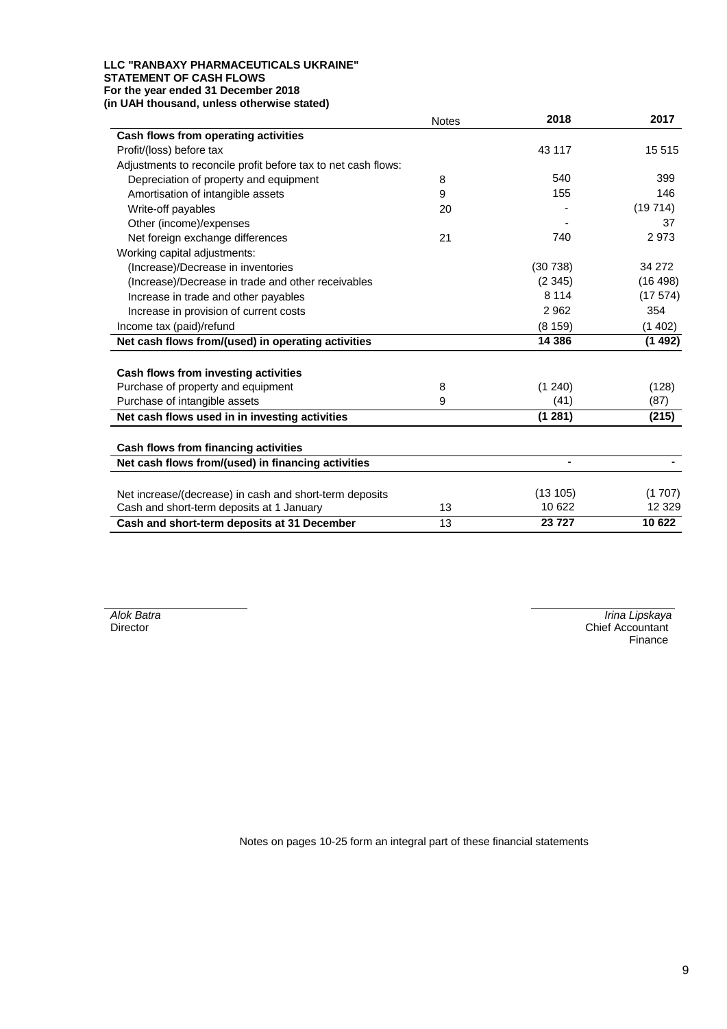**LLC "RANBAXY PHARMACEUTICALS UKRAINE"**
**STATEMENT OF CASH FLOWS**
**For the year ended 31 December 2018**
**(in UAH thousand, unless otherwise stated)**

| | Notes | 2018 | 2017 |
|---|---|---|---|
| **Cash flows from operating activities** | | | |
| Profit/(loss) before tax | | 43 117 | 15 515 |
| Adjustments to reconcile profit before tax to net cash flows: | | | |
| Depreciation of property and equipment | 8 | 540 | 399 |
| Amortisation of intangible assets | 9 | 155 | 146 |
| Write-off payables | 20 | - | (19 714) |
| Other (income)/expenses | | - | 37 |
| Net foreign exchange differences | 21 | 740 | 2 973 |
| Working capital adjustments: | | | |
| (Increase)/Decrease in inventories | | (30 738) | 34 272 |
| (Increase)/Decrease in trade and other receivables | | (2 345) | (16 498) |
| Increase in trade and other payables | | 8 114 | (17 574) |
| Increase in provision of current costs | | 2 962 | 354 |
| Income tax (paid)/refund | | (8 159) | (1 402) |
| **Net cash flows from/(used) in operating activities** | | **14 386** | **(1 492)** |
| | | | |
| **Cash flows from investing activities** | | | |
| Purchase of property and equipment | 8 | (1 240) | (128) |
| Purchase of intangible assets | 9 | (41) | (87) |
| **Net cash flows used in in investing activities** | | **(1 281)** | **(215)** |
| | | | |
| **Cash flows from financing activities** | | | |
| **Net cash flows from/(used) in financing activities** | | **-** | **-** |
| | | | |
| Net increase/(decrease) in cash and short-term deposits | | (13 105) | (1 707) |
| Cash and short-term deposits at 1 January | 13 | 10 622 | 12 329 |
| **Cash and short-term deposits at 31 December** | 13 | **23 727** | **10 622** |

*Alok Batra*
Director

*Irina Lipskaya*
Chief Accountant
Finance

Notes on pages 10-25 form an integral part of these financial statements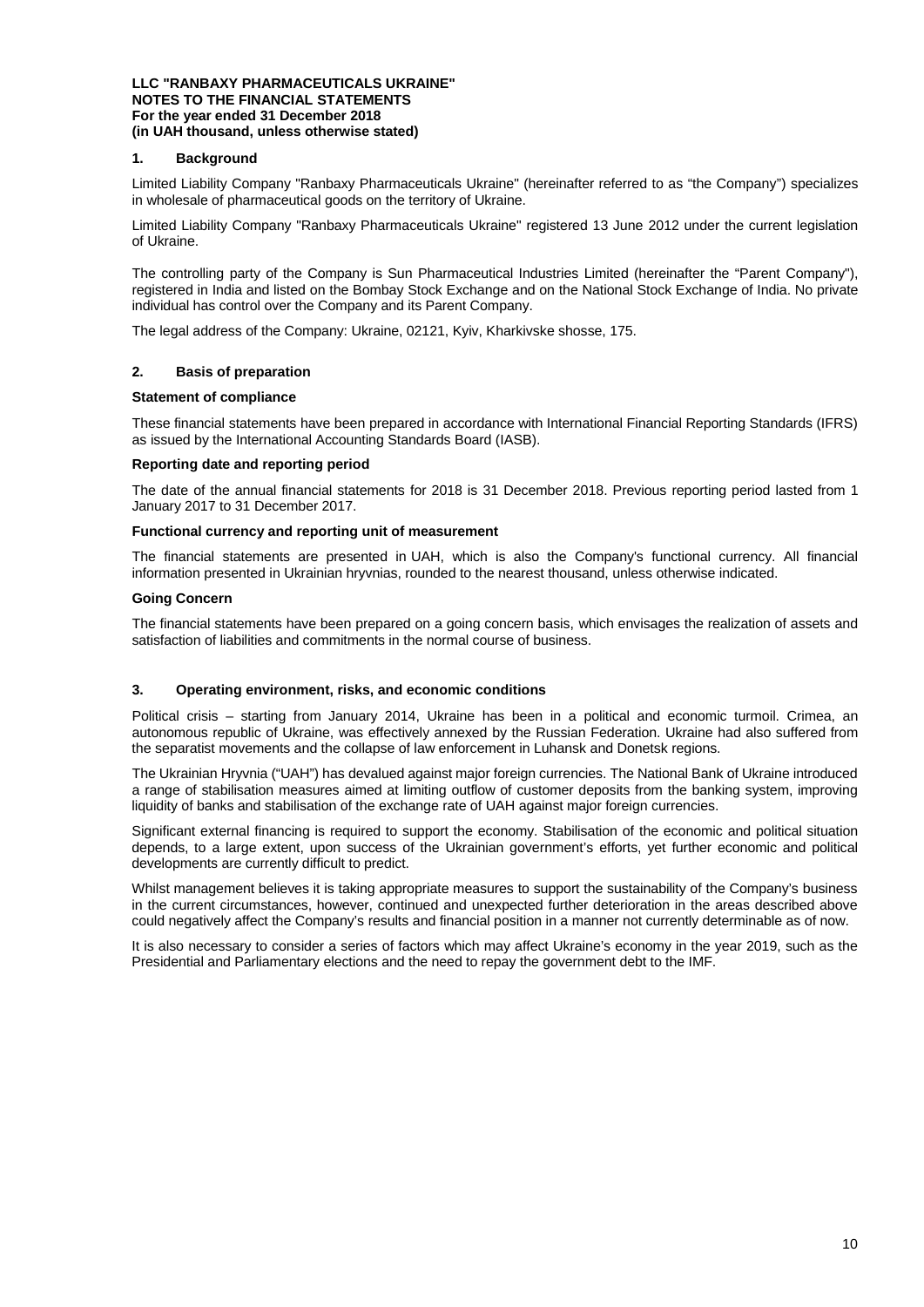**LLC "RANBAXY PHARMACEUTICALS UKRAINE"**
**NOTES TO THE FINANCIAL STATEMENTS**
**For the year ended 31 December 2018**
**(in UAH thousand, unless otherwise stated)**

## 1. Background

Limited Liability Company "Ranbaxy Pharmaceuticals Ukraine" (hereinafter referred to as "the Company") specializes in wholesale of pharmaceutical goods on the territory of Ukraine.

Limited Liability Company "Ranbaxy Pharmaceuticals Ukraine" registered 13 June 2012 under the current legislation of Ukraine.

The controlling party of the Company is Sun Pharmaceutical Industries Limited (hereinafter the "Parent Company"), registered in India and listed on the Bombay Stock Exchange and on the National Stock Exchange of India. No private individual has control over the Company and its Parent Company.

The legal address of the Company: Ukraine, 02121, Kyiv, Kharkivske shosse, 175.

## 2. Basis of preparation

### Statement of compliance

These financial statements have been prepared in accordance with International Financial Reporting Standards (IFRS) as issued by the International Accounting Standards Board (IASB).

### Reporting date and reporting period

The date of the annual financial statements for 2018 is 31 December 2018. Previous reporting period lasted from 1 January 2017 to 31 December 2017.

### Functional currency and reporting unit of measurement

The financial statements are presented in UAH, which is also the Company's functional currency. All financial information presented in Ukrainian hryvnias, rounded to the nearest thousand, unless otherwise indicated.

### Going Concern

The financial statements have been prepared on a going concern basis, which envisages the realization of assets and satisfaction of liabilities and commitments in the normal course of business.

## 3. Operating environment, risks, and economic conditions

Political crisis – starting from January 2014, Ukraine has been in a political and economic turmoil. Crimea, an autonomous republic of Ukraine, was effectively annexed by the Russian Federation. Ukraine had also suffered from the separatist movements and the collapse of law enforcement in Luhansk and Donetsk regions.

The Ukrainian Hryvnia ("UAH") has devalued against major foreign currencies. The National Bank of Ukraine introduced a range of stabilisation measures aimed at limiting outflow of customer deposits from the banking system, improving liquidity of banks and stabilisation of the exchange rate of UAH against major foreign currencies.

Significant external financing is required to support the economy. Stabilisation of the economic and political situation depends, to a large extent, upon success of the Ukrainian government's efforts, yet further economic and political developments are currently difficult to predict.

Whilst management believes it is taking appropriate measures to support the sustainability of the Company's business in the current circumstances, however, continued and unexpected further deterioration in the areas described above could negatively affect the Company's results and financial position in a manner not currently determinable as of now.

It is also necessary to consider a series of factors which may affect Ukraine's economy in the year 2019, such as the Presidential and Parliamentary elections and the need to repay the government debt to the IMF.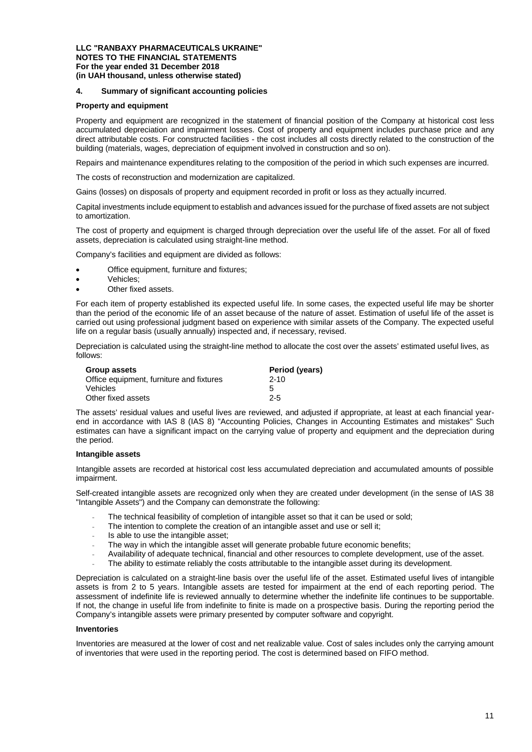## 4. Summary of significant accounting policies

### Property and equipment

Property and equipment are recognized in the statement of financial position of the Company at historical cost less accumulated depreciation and impairment losses. Cost of property and equipment includes purchase price and any direct attributable costs. For constructed facilities - the cost includes all costs directly related to the construction of the building (materials, wages, depreciation of equipment involved in construction and so on).

Repairs and maintenance expenditures relating to the composition of the period in which such expenses are incurred.

The costs of reconstruction and modernization are capitalized.

Gains (losses) on disposals of property and equipment recorded in profit or loss as they actually incurred.

Capital investments include equipment to establish and advances issued for the purchase of fixed assets are not subject to amortization.

The cost of property and equipment is charged through depreciation over the useful life of the asset. For all of fixed assets, depreciation is calculated using straight-line method.

Company's facilities and equipment are divided as follows:

- Office equipment, furniture and fixtures;
- Vehicles;
- Other fixed assets.

For each item of property established its expected useful life. In some cases, the expected useful life may be shorter than the period of the economic life of an asset because of the nature of asset. Estimation of useful life of the asset is carried out using professional judgment based on experience with similar assets of the Company. The expected useful life on a regular basis (usually annually) inspected and, if necessary, revised.

Depreciation is calculated using the straight-line method to allocate the cost over the assets' estimated useful lives, as follows:

| Group assets | Period (years) |
|---|---|
| Office equipment, furniture and fixtures | 2-10 |
| Vehicles | 5 |
| Other fixed assets | 2-5 |

The assets' residual values and useful lives are reviewed, and adjusted if appropriate, at least at each financial year-end in accordance with IAS 8 (IAS 8) "Accounting Policies, Changes in Accounting Estimates and mistakes" Such estimates can have a significant impact on the carrying value of property and equipment and the depreciation during the period.

### Intangible assets

Intangible assets are recorded at historical cost less accumulated depreciation and accumulated amounts of possible impairment.

Self-created intangible assets are recognized only when they are created under development (in the sense of IAS 38 "Intangible Assets") and the Company can demonstrate the following:

- The technical feasibility of completion of intangible asset so that it can be used or sold;
- The intention to complete the creation of an intangible asset and use or sell it;
- Is able to use the intangible asset;
- The way in which the intangible asset will generate probable future economic benefits;
- Availability of adequate technical, financial and other resources to complete development, use of the asset.
- The ability to estimate reliably the costs attributable to the intangible asset during its development.

Depreciation is calculated on a straight-line basis over the useful life of the asset. Estimated useful lives of intangible assets is from 2 to 5 years. Intangible assets are tested for impairment at the end of each reporting period. The assessment of indefinite life is reviewed annually to determine whether the indefinite life continues to be supportable. If not, the change in useful life from indefinite to finite is made on a prospective basis. During the reporting period the Company's intangible assets were primary presented by computer software and copyright.

### Inventories

Inventories are measured at the lower of cost and net realizable value. Cost of sales includes only the carrying amount of inventories that were used in the reporting period. The cost is determined based on FIFO method.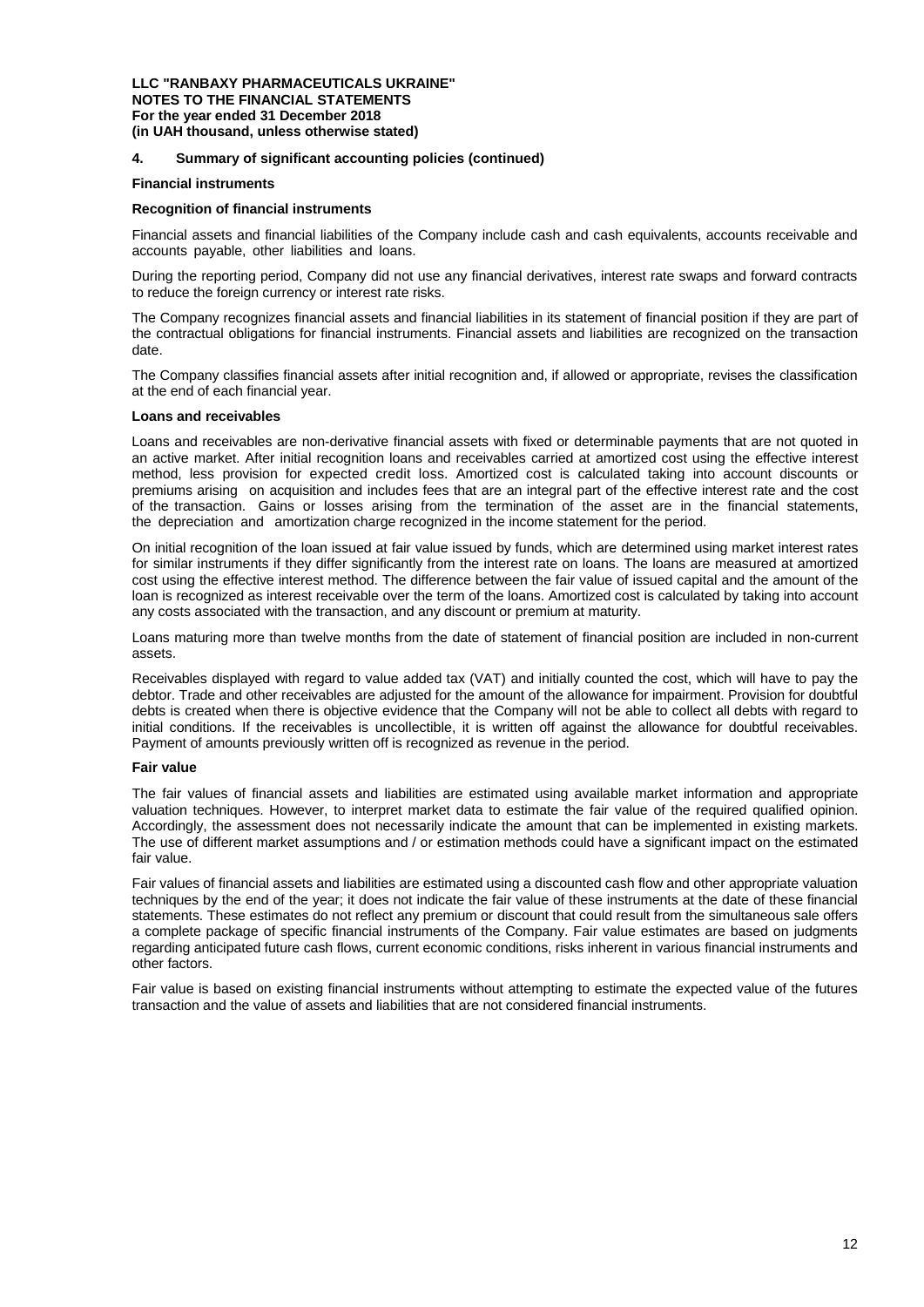## 4. Summary of significant accounting policies (continued)

### Financial instruments

#### Recognition of financial instruments

Financial assets and financial liabilities of the Company include cash and cash equivalents, accounts receivable and accounts payable, other liabilities and loans.

During the reporting period, Company did not use any financial derivatives, interest rate swaps and forward contracts to reduce the foreign currency or interest rate risks.

The Company recognizes financial assets and financial liabilities in its statement of financial position if they are part of the contractual obligations for financial instruments. Financial assets and liabilities are recognized on the transaction date.

The Company classifies financial assets after initial recognition and, if allowed or appropriate, revises the classification at the end of each financial year.

#### Loans and receivables

Loans and receivables are non-derivative financial assets with fixed or determinable payments that are not quoted in an active market. After initial recognition loans and receivables carried at amortized cost using the effective interest method, less provision for expected credit loss. Amortized cost is calculated taking into account discounts or premiums arising on acquisition and includes fees that are an integral part of the effective interest rate and the cost of the transaction. Gains or losses arising from the termination of the asset are in the financial statements, the depreciation and amortization charge recognized in the income statement for the period.

On initial recognition of the loan issued at fair value issued by funds, which are determined using market interest rates for similar instruments if they differ significantly from the interest rate on loans. The loans are measured at amortized cost using the effective interest method. The difference between the fair value of issued capital and the amount of the loan is recognized as interest receivable over the term of the loans. Amortized cost is calculated by taking into account any costs associated with the transaction, and any discount or premium at maturity.

Loans maturing more than twelve months from the date of statement of financial position are included in non-current assets.

Receivables displayed with regard to value added tax (VAT) and initially counted the cost, which will have to pay the debtor. Trade and other receivables are adjusted for the amount of the allowance for impairment. Provision for doubtful debts is created when there is objective evidence that the Company will not be able to collect all debts with regard to initial conditions. If the receivables is uncollectible, it is written off against the allowance for doubtful receivables. Payment of amounts previously written off is recognized as revenue in the period.

#### Fair value

The fair values of financial assets and liabilities are estimated using available market information and appropriate valuation techniques. However, to interpret market data to estimate the fair value of the required qualified opinion. Accordingly, the assessment does not necessarily indicate the amount that can be implemented in existing markets. The use of different market assumptions and / or estimation methods could have a significant impact on the estimated fair value.

Fair values of financial assets and liabilities are estimated using a discounted cash flow and other appropriate valuation techniques by the end of the year; it does not indicate the fair value of these instruments at the date of these financial statements. These estimates do not reflect any premium or discount that could result from the simultaneous sale offers a complete package of specific financial instruments of the Company. Fair value estimates are based on judgments regarding anticipated future cash flows, current economic conditions, risks inherent in various financial instruments and other factors.

Fair value is based on existing financial instruments without attempting to estimate the expected value of the futures transaction and the value of assets and liabilities that are not considered financial instruments.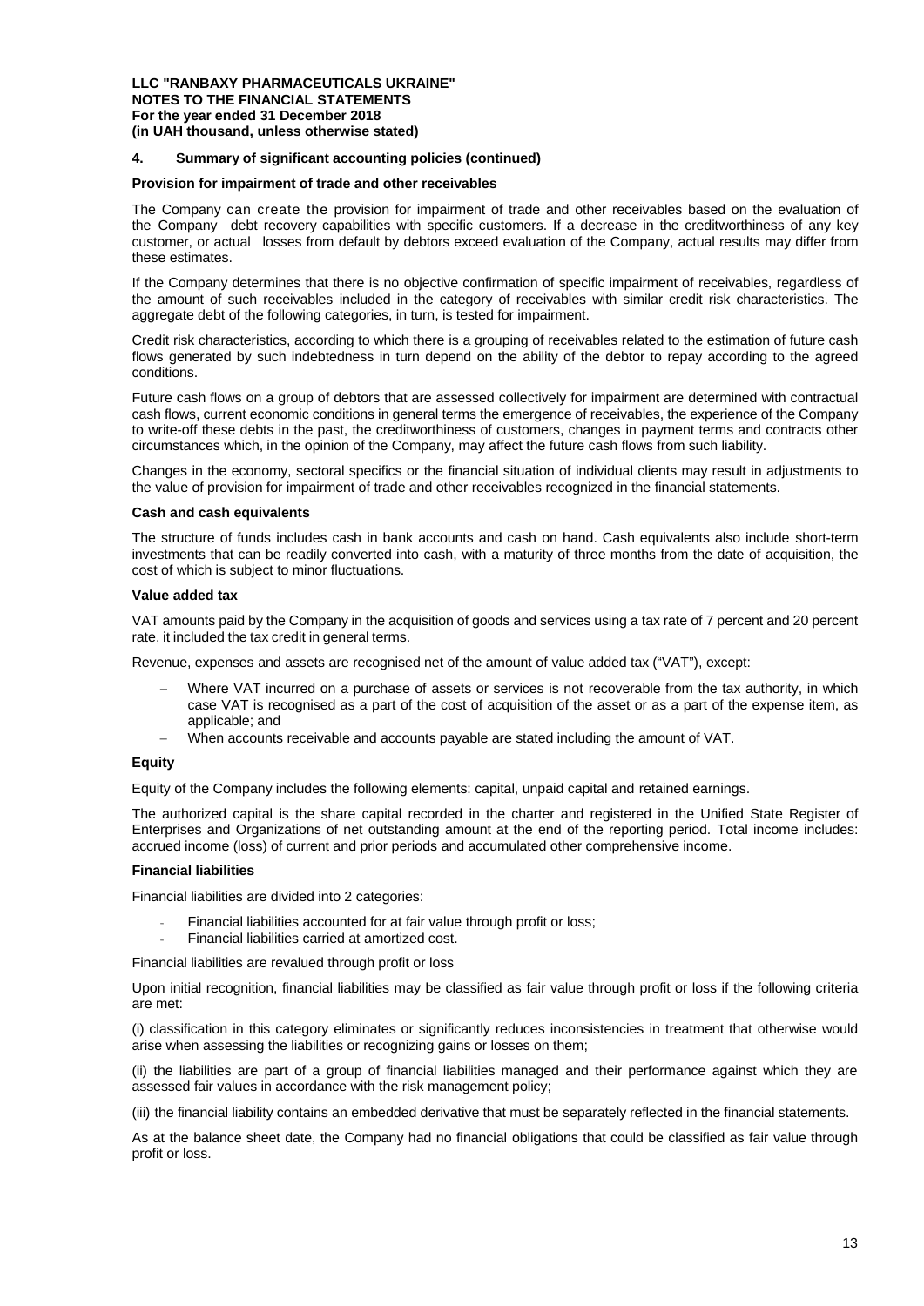## 4. Summary of significant accounting policies (continued)

**Provision for impairment of trade and other receivables**

The Company can create the provision for impairment of trade and other receivables based on the evaluation of the Company debt recovery capabilities with specific customers. If a decrease in the creditworthiness of any key customer, or actual losses from default by debtors exceed evaluation of the Company, actual results may differ from these estimates.

If the Company determines that there is no objective confirmation of specific impairment of receivables, regardless of the amount of such receivables included in the category of receivables with similar credit risk characteristics. The aggregate debt of the following categories, in turn, is tested for impairment.

Credit risk characteristics, according to which there is a grouping of receivables related to the estimation of future cash flows generated by such indebtedness in turn depend on the ability of the debtor to repay according to the agreed conditions.

Future cash flows on a group of debtors that are assessed collectively for impairment are determined with contractual cash flows, current economic conditions in general terms the emergence of receivables, the experience of the Company to write-off these debts in the past, the creditworthiness of customers, changes in payment terms and contracts other circumstances which, in the opinion of the Company, may affect the future cash flows from such liability.

Changes in the economy, sectoral specifics or the financial situation of individual clients may result in adjustments to the value of provision for impairment of trade and other receivables recognized in the financial statements.

**Cash and cash equivalents**

The structure of funds includes cash in bank accounts and cash on hand. Cash equivalents also include short-term investments that can be readily converted into cash, with a maturity of three months from the date of acquisition, the cost of which is subject to minor fluctuations.

**Value added tax**

VAT amounts paid by the Company in the acquisition of goods and services using a tax rate of 7 percent and 20 percent rate, it included the tax credit in general terms.

Revenue, expenses and assets are recognised net of the amount of value added tax ("VAT"), except:

- Where VAT incurred on a purchase of assets or services is not recoverable from the tax authority, in which case VAT is recognised as a part of the cost of acquisition of the asset or as a part of the expense item, as applicable; and
- When accounts receivable and accounts payable are stated including the amount of VAT.

**Equity**

Equity of the Company includes the following elements: capital, unpaid capital and retained earnings.

The authorized capital is the share capital recorded in the charter and registered in the Unified State Register of Enterprises and Organizations of net outstanding amount at the end of the reporting period. Total income includes: accrued income (loss) of current and prior periods and accumulated other comprehensive income.

**Financial liabilities**

Financial liabilities are divided into 2 categories:

- Financial liabilities accounted for at fair value through profit or loss;
- Financial liabilities carried at amortized cost.

Financial liabilities are revalued through profit or loss

Upon initial recognition, financial liabilities may be classified as fair value through profit or loss if the following criteria are met:

(i) classification in this category eliminates or significantly reduces inconsistencies in treatment that otherwise would arise when assessing the liabilities or recognizing gains or losses on them;

(ii) the liabilities are part of a group of financial liabilities managed and their performance against which they are assessed fair values in accordance with the risk management policy;

(iii) the financial liability contains an embedded derivative that must be separately reflected in the financial statements.

As at the balance sheet date, the Company had no financial obligations that could be classified as fair value through profit or loss.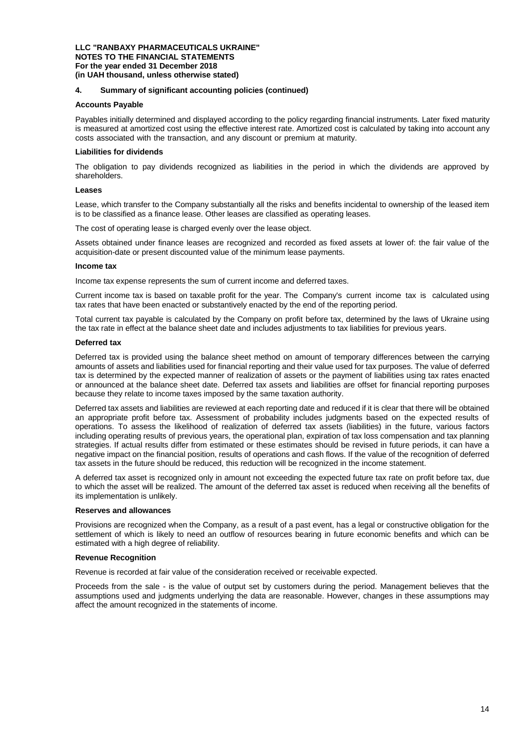## 4. Summary of significant accounting policies (continued)

**Accounts Payable**

Payables initially determined and displayed according to the policy regarding financial instruments. Later fixed maturity is measured at amortized cost using the effective interest rate. Amortized cost is calculated by taking into account any costs associated with the transaction, and any discount or premium at maturity.

**Liabilities for dividends**

The obligation to pay dividends recognized as liabilities in the period in which the dividends are approved by shareholders.

**Leases**

Lease, which transfer to the Company substantially all the risks and benefits incidental to ownership of the leased item is to be classified as a finance lease. Other leases are classified as operating leases.

The cost of operating lease is charged evenly over the lease object.

Assets obtained under finance leases are recognized and recorded as fixed assets at lower of: the fair value of the acquisition-date or present discounted value of the minimum lease payments.

**Income tax**

Income tax expense represents the sum of current income and deferred taxes.

Current income tax is based on taxable profit for the year. The Company's current income tax is calculated using tax rates that have been enacted or substantively enacted by the end of the reporting period.

Total current tax payable is calculated by the Company on profit before tax, determined by the laws of Ukraine using the tax rate in effect at the balance sheet date and includes adjustments to tax liabilities for previous years.

**Deferred tax**

Deferred tax is provided using the balance sheet method on amount of temporary differences between the carrying amounts of assets and liabilities used for financial reporting and their value used for tax purposes. The value of deferred tax is determined by the expected manner of realization of assets or the payment of liabilities using tax rates enacted or announced at the balance sheet date. Deferred tax assets and liabilities are offset for financial reporting purposes because they relate to income taxes imposed by the same taxation authority.

Deferred tax assets and liabilities are reviewed at each reporting date and reduced if it is clear that there will be obtained an appropriate profit before tax. Assessment of probability includes judgments based on the expected results of operations. To assess the likelihood of realization of deferred tax assets (liabilities) in the future, various factors including operating results of previous years, the operational plan, expiration of tax loss compensation and tax planning strategies. If actual results differ from estimated or these estimates should be revised in future periods, it can have a negative impact on the financial position, results of operations and cash flows. If the value of the recognition of deferred tax assets in the future should be reduced, this reduction will be recognized in the income statement.

A deferred tax asset is recognized only in amount not exceeding the expected future tax rate on profit before tax, due to which the asset will be realized. The amount of the deferred tax asset is reduced when receiving all the benefits of its implementation is unlikely.

**Reserves and allowances**

Provisions are recognized when the Company, as a result of a past event, has a legal or constructive obligation for the settlement of which is likely to need an outflow of resources bearing in future economic benefits and which can be estimated with a high degree of reliability.

**Revenue Recognition**

Revenue is recorded at fair value of the consideration received or receivable expected.

Proceeds from the sale - is the value of output set by customers during the period. Management believes that the assumptions used and judgments underlying the data are reasonable. However, changes in these assumptions may affect the amount recognized in the statements of income.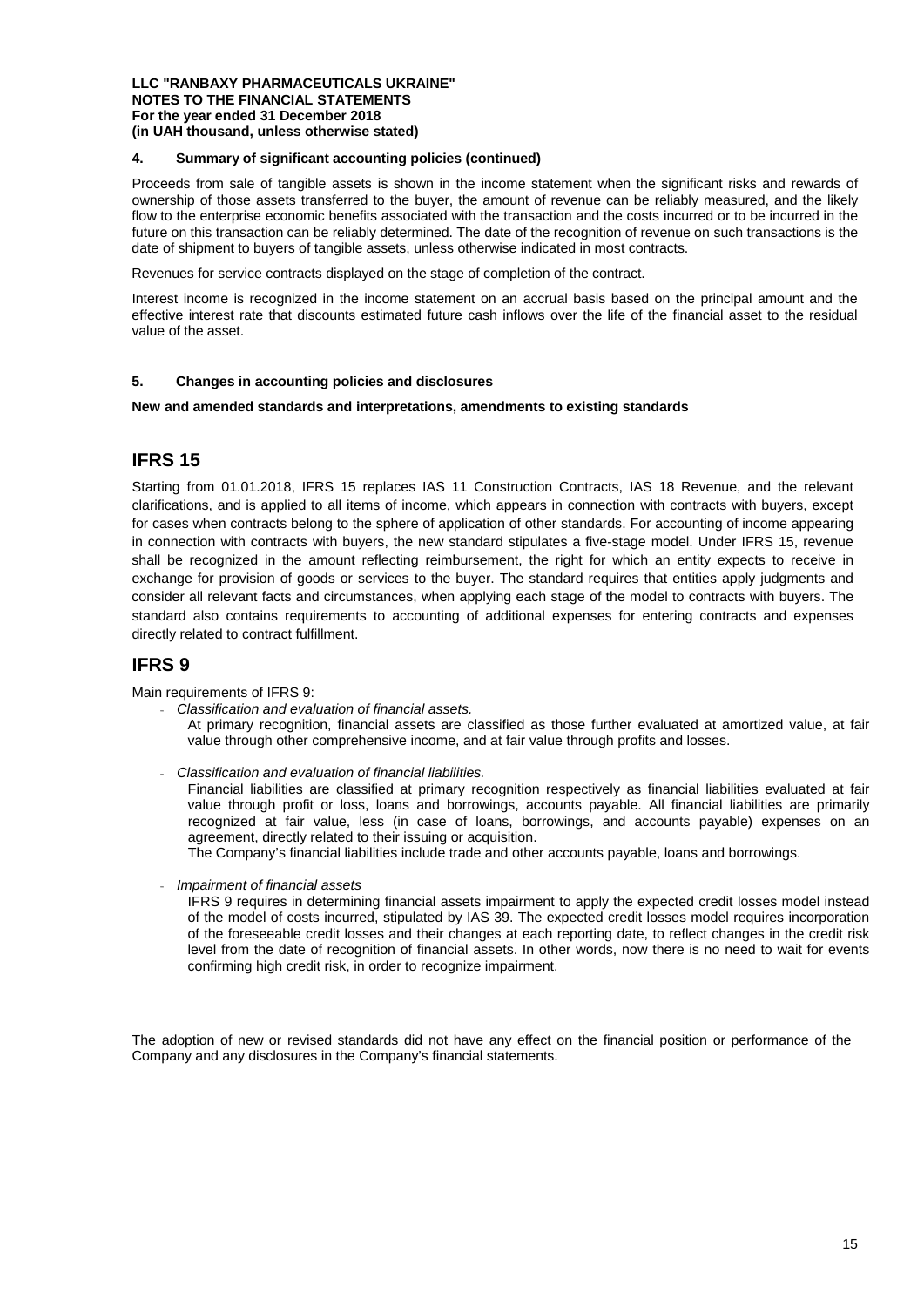#### 4. Summary of significant accounting policies (continued)

Proceeds from sale of tangible assets is shown in the income statement when the significant risks and rewards of ownership of those assets transferred to the buyer, the amount of revenue can be reliably measured, and the likely flow to the enterprise economic benefits associated with the transaction and the costs incurred or to be incurred in the future on this transaction can be reliably determined. The date of the recognition of revenue on such transactions is the date of shipment to buyers of tangible assets, unless otherwise indicated in most contracts.

Revenues for service contracts displayed on the stage of completion of the contract.

Interest income is recognized in the income statement on an accrual basis based on the principal amount and the effective interest rate that discounts estimated future cash inflows over the life of the financial asset to the residual value of the asset.

#### 5. Changes in accounting policies and disclosures

**New and amended standards and interpretations, amendments to existing standards**

## IFRS 15

Starting from 01.01.2018, IFRS 15 replaces IAS 11 Construction Contracts, IAS 18 Revenue, and the relevant clarifications, and is applied to all items of income, which appears in connection with contracts with buyers, except for cases when contracts belong to the sphere of application of other standards. For accounting of income appearing in connection with contracts with buyers, the new standard stipulates a five-stage model. Under IFRS 15, revenue shall be recognized in the amount reflecting reimbursement, the right for which an entity expects to receive in exchange for provision of goods or services to the buyer. The standard requires that entities apply judgments and consider all relevant facts and circumstances, when applying each stage of the model to contracts with buyers. The standard also contains requirements to accounting of additional expenses for entering contracts and expenses directly related to contract fulfillment.

## IFRS 9

Main requirements of IFRS 9:

- *Classification and evaluation of financial assets.*

  At primary recognition, financial assets are classified as those further evaluated at amortized value, at fair value through other comprehensive income, and at fair value through profits and losses.

- *Classification and evaluation of financial liabilities.*

  Financial liabilities are classified at primary recognition respectively as financial liabilities evaluated at fair value through profit or loss, loans and borrowings, accounts payable. All financial liabilities are primarily recognized at fair value, less (in case of loans, borrowings, and accounts payable) expenses on an agreement, directly related to their issuing or acquisition.

  The Company's financial liabilities include trade and other accounts payable, loans and borrowings.

- *Impairment of financial assets*

  IFRS 9 requires in determining financial assets impairment to apply the expected credit losses model instead of the model of costs incurred, stipulated by IAS 39. The expected credit losses model requires incorporation of the foreseeable credit losses and their changes at each reporting date, to reflect changes in the credit risk level from the date of recognition of financial assets. In other words, now there is no need to wait for events confirming high credit risk, in order to recognize impairment.

The adoption of new or revised standards did not have any effect on the financial position or performance of the Company and any disclosures in the Company's financial statements.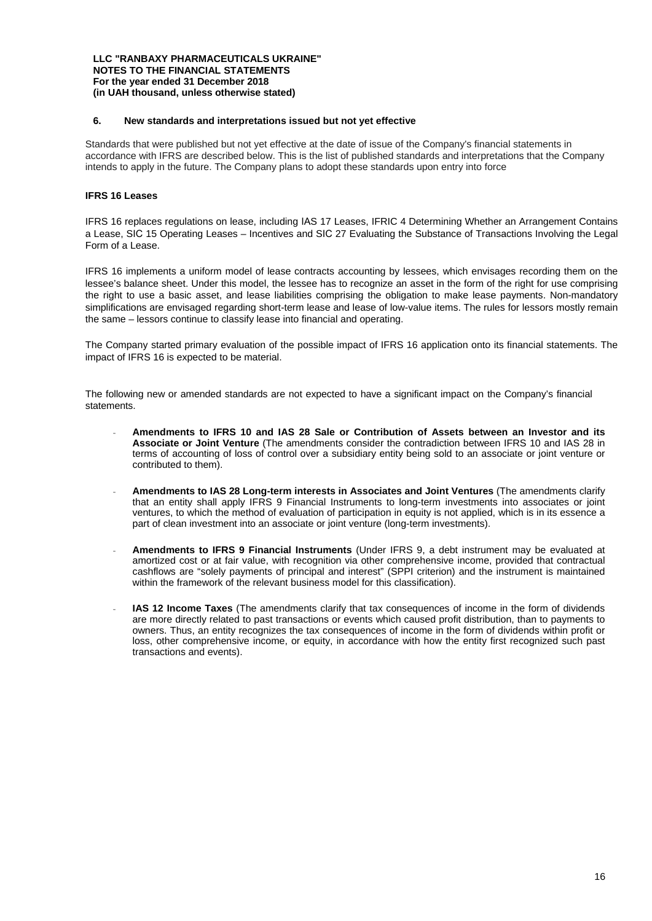## 6. New standards and interpretations issued but not yet effective

Standards that were published but not yet effective at the date of issue of the Company's financial statements in accordance with IFRS are described below. This is the list of published standards and interpretations that the Company intends to apply in the future. The Company plans to adopt these standards upon entry into force

### IFRS 16 Leases

IFRS 16 replaces regulations on lease, including IAS 17 Leases, IFRIC 4 Determining Whether an Arrangement Contains a Lease, SIC 15 Operating Leases – Incentives and SIC 27 Evaluating the Substance of Transactions Involving the Legal Form of a Lease.

IFRS 16 implements a uniform model of lease contracts accounting by lessees, which envisages recording them on the lessee's balance sheet. Under this model, the lessee has to recognize an asset in the form of the right for use comprising the right to use a basic asset, and lease liabilities comprising the obligation to make lease payments. Non-mandatory simplifications are envisaged regarding short-term lease and lease of low-value items. The rules for lessors mostly remain the same – lessors continue to classify lease into financial and operating.

The Company started primary evaluation of the possible impact of IFRS 16 application onto its financial statements. The impact of IFRS 16 is expected to be material.

The following new or amended standards are not expected to have a significant impact on the Company's financial statements.

- **Amendments to IFRS 10 and IAS 28 Sale or Contribution of Assets between an Investor and its Associate or Joint Venture** (The amendments consider the contradiction between IFRS 10 and IAS 28 in terms of accounting of loss of control over a subsidiary entity being sold to an associate or joint venture or contributed to them).

- **Amendments to IAS 28 Long-term interests in Associates and Joint Ventures** (The amendments clarify that an entity shall apply IFRS 9 Financial Instruments to long-term investments into associates or joint ventures, to which the method of evaluation of participation in equity is not applied, which is in its essence a part of clean investment into an associate or joint venture (long-term investments).

- **Amendments to IFRS 9 Financial Instruments** (Under IFRS 9, a debt instrument may be evaluated at amortized cost or at fair value, with recognition via other comprehensive income, provided that contractual cashflows are "solely payments of principal and interest" (SPPI criterion) and the instrument is maintained within the framework of the relevant business model for this classification).

- **IAS 12 Income Taxes** (The amendments clarify that tax consequences of income in the form of dividends are more directly related to past transactions or events which caused profit distribution, than to payments to owners. Thus, an entity recognizes the tax consequences of income in the form of dividends within profit or loss, other comprehensive income, or equity, in accordance with how the entity first recognized such past transactions and events).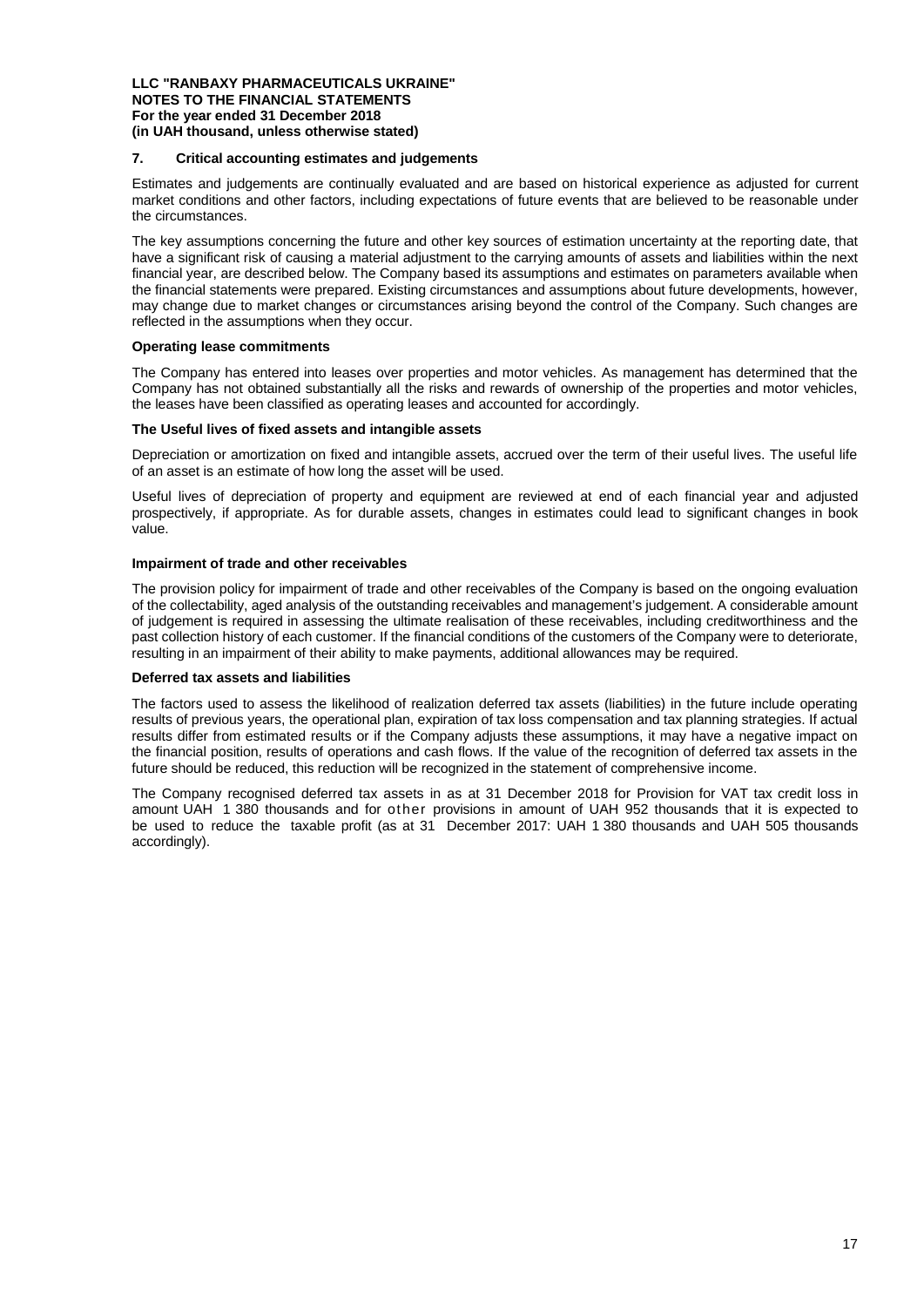## 7. Critical accounting estimates and judgements

Estimates and judgements are continually evaluated and are based on historical experience as adjusted for current market conditions and other factors, including expectations of future events that are believed to be reasonable under the circumstances.

The key assumptions concerning the future and other key sources of estimation uncertainty at the reporting date, that have a significant risk of causing a material adjustment to the carrying amounts of assets and liabilities within the next financial year, are described below. The Company based its assumptions and estimates on parameters available when the financial statements were prepared. Existing circumstances and assumptions about future developments, however, may change due to market changes or circumstances arising beyond the control of the Company. Such changes are reflected in the assumptions when they occur.

**Operating lease commitments**

The Company has entered into leases over properties and motor vehicles. As management has determined that the Company has not obtained substantially all the risks and rewards of ownership of the properties and motor vehicles, the leases have been classified as operating leases and accounted for accordingly.

**The Useful lives of fixed assets and intangible assets**

Depreciation or amortization on fixed and intangible assets, accrued over the term of their useful lives. The useful life of an asset is an estimate of how long the asset will be used.

Useful lives of depreciation of property and equipment are reviewed at end of each financial year and adjusted prospectively, if appropriate. As for durable assets, changes in estimates could lead to significant changes in book value.

**Impairment of trade and other receivables**

The provision policy for impairment of trade and other receivables of the Company is based on the ongoing evaluation of the collectability, aged analysis of the outstanding receivables and management's judgement. A considerable amount of judgement is required in assessing the ultimate realisation of these receivables, including creditworthiness and the past collection history of each customer. If the financial conditions of the customers of the Company were to deteriorate, resulting in an impairment of their ability to make payments, additional allowances may be required.

**Deferred tax assets and liabilities**

The factors used to assess the likelihood of realization deferred tax assets (liabilities) in the future include operating results of previous years, the operational plan, expiration of tax loss compensation and tax planning strategies. If actual results differ from estimated results or if the Company adjusts these assumptions, it may have a negative impact on the financial position, results of operations and cash flows. If the value of the recognition of deferred tax assets in the future should be reduced, this reduction will be recognized in the statement of comprehensive income.

The Company recognised deferred tax assets in as at 31 December 2018 for Provision for VAT tax credit loss in amount UAH 1 380 thousands and for other provisions in amount of UAH 952 thousands that it is expected to be used to reduce the taxable profit (as at 31 December 2017: UAH 1 380 thousands and UAH 505 thousands accordingly).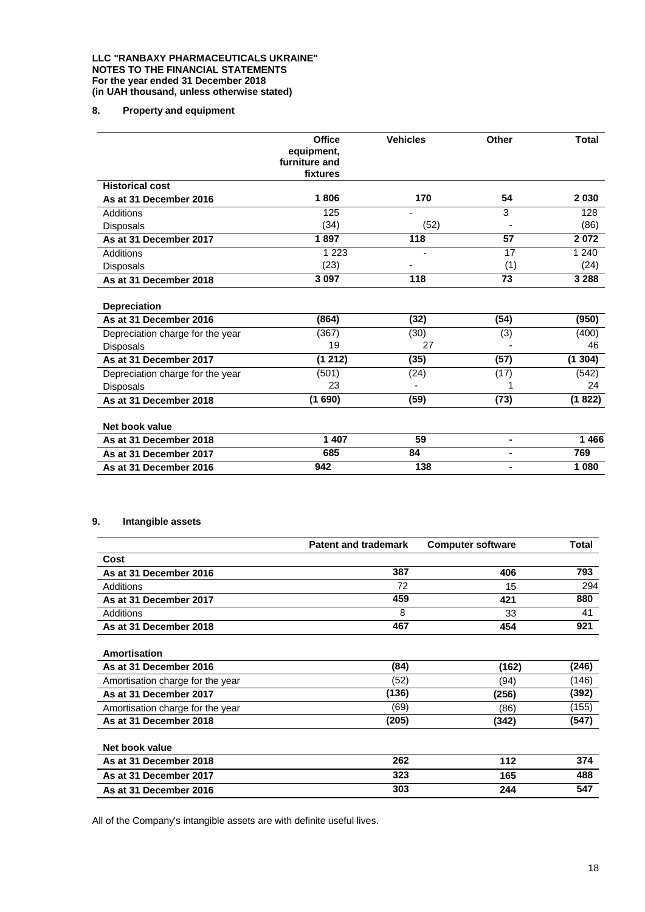LLC "RANBAXY PHARMACEUTICALS UKRAINE"
NOTES TO THE FINANCIAL STATEMENTS
For the year ended 31 December 2018
(in UAH thousand, unless otherwise stated)

## 8. Property and equipment

| | Office equipment, furniture and fixtures | Vehicles | Other | Total |
|---|---|---|---|---|
| **Historical cost** | | | | |
| **As at 31 December 2016** | **1 806** | **170** | **54** | **2 030** |
| Additions | 125 | - | 3 | 128 |
| Disposals | (34) | (52) | - | (86) |
| **As at 31 December 2017** | **1 897** | **118** | **57** | **2 072** |
| Additions | 1 223 | - | 17 | 1 240 |
| Disposals | (23) | - | (1) | (24) |
| **As at 31 December 2018** | **3 097** | **118** | **73** | **3 288** |
| **Depreciation** | | | | |
| **As at 31 December 2016** | **(864)** | **(32)** | **(54)** | **(950)** |
| Depreciation charge for the year | (367) | (30) | (3) | (400) |
| Disposals | 19 | 27 | - | 46 |
| **As at 31 December 2017** | **(1 212)** | **(35)** | **(57)** | **(1 304)** |
| Depreciation charge for the year | (501) | (24) | (17) | (542) |
| Disposals | 23 | - | 1 | 24 |
| **As at 31 December 2018** | **(1 690)** | **(59)** | **(73)** | **(1 822)** |
| **Net book value** | | | | |
| **As at 31 December 2018** | **1 407** | **59** | **-** | **1 466** |
| **As at 31 December 2017** | **685** | **84** | **-** | **769** |
| **As at 31 December 2016** | **942** | **138** | **-** | **1 080** |

## 9. Intangible assets

| | Patent and trademark | Computer software | Total |
|---|---|---|---|
| **Cost** | | | |
| **As at 31 December 2016** | **387** | **406** | **793** |
| Additions | 72 | 15 | 294 |
| **As at 31 December 2017** | **459** | **421** | **880** |
| Additions | 8 | 33 | 41 |
| **As at 31 December 2018** | **467** | **454** | **921** |
| **Amortisation** | | | |
| **As at 31 December 2016** | **(84)** | **(162)** | **(246)** |
| Amortisation charge for the year | (52) | (94) | (146) |
| **As at 31 December 2017** | **(136)** | **(256)** | **(392)** |
| Amortisation charge for the year | (69) | (86) | (155) |
| **As at 31 December 2018** | **(205)** | **(342)** | **(547)** |
| **Net book value** | | | |
| **As at 31 December 2018** | **262** | **112** | **374** |
| **As at 31 December 2017** | **323** | **165** | **488** |
| **As at 31 December 2016** | **303** | **244** | **547** |

All of the Company's intangible assets are with definite useful lives.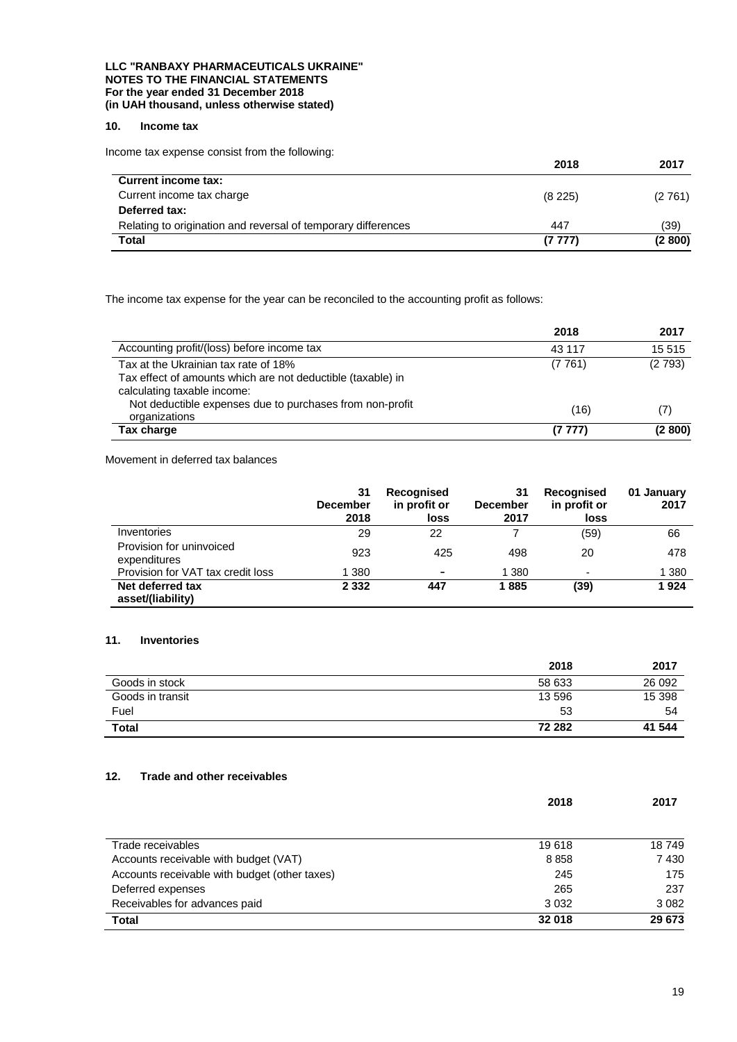## 10. Income tax

Income tax expense consist from the following:

| | 2018 | 2017 |
|---|---|---|
| **Current income tax:** | | |
| Current income tax charge | (8 225) | (2 761) |
| **Deferred tax:** | | |
| Relating to origination and reversal of temporary differences | 447 | (39) |
| **Total** | **(7 777)** | **(2 800)** |

The income tax expense for the year can be reconciled to the accounting profit as follows:

| | 2018 | 2017 |
|---|---|---|
| Accounting profit/(loss) before income tax | 43 117 | 15 515 |
| Tax at the Ukrainian tax rate of 18% | (7 761) | (2 793) |
| Tax effect of amounts which are not deductible (taxable) in calculating taxable income: | | |
| Not deductible expenses due to purchases from non-profit organizations | (16) | (7) |
| **Tax charge** | **(7 777)** | **(2 800)** |

Movement in deferred tax balances

| | 31 December 2018 | Recognised in profit or loss | 31 December 2017 | Recognised in profit or loss | 01 January 2017 |
|---|---|---|---|---|---|
| Inventories | 29 | 22 | 7 | (59) | 66 |
| Provision for uninvoiced expenditures | 923 | 425 | 498 | 20 | 478 |
| Provision for VAT tax credit loss | 1 380 | - | 1 380 | - | 1 380 |
| **Net deferred tax asset/(liability)** | **2 332** | **447** | **1 885** | **(39)** | **1 924** |

## 11. Inventories

| | 2018 | 2017 |
|---|---|---|
| Goods in stock | 58 633 | 26 092 |
| Goods in transit | 13 596 | 15 398 |
| Fuel | 53 | 54 |
| **Total** | **72 282** | **41 544** |

## 12. Trade and other receivables

| | 2018 | 2017 |
|---|---|---|
| Trade receivables | 19 618 | 18 749 |
| Accounts receivable with budget (VAT) | 8 858 | 7 430 |
| Accounts receivable with budget (other taxes) | 245 | 175 |
| Deferred expenses | 265 | 237 |
| Receivables for advances paid | 3 032 | 3 082 |
| **Total** | **32 018** | **29 673** |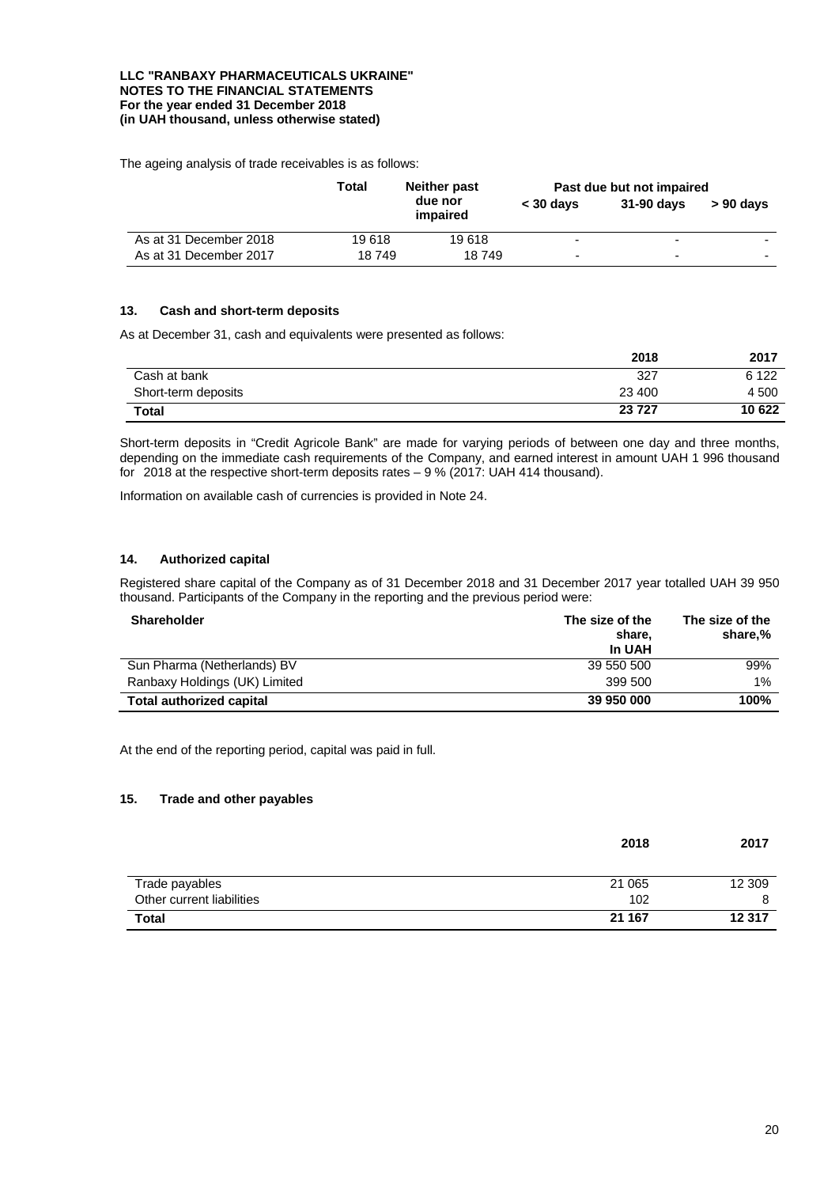The ageing analysis of trade receivables is as follows:

| | Total | Neither past due nor impaired | Past due but not impaired | | |
|---|---|---|---|---|---|
| | | | < 30 days | 31-90 days | > 90 days |
| As at 31 December 2018 | 19 618 | 19 618 | - | - | - |
| As at 31 December 2017 | 18 749 | 18 749 | - | - | - |

## 13. Cash and short-term deposits

As at December 31, cash and equivalents were presented as follows:

| | 2018 | 2017 |
|---|---|---|
| Cash at bank | 327 | 6 122 |
| Short-term deposits | 23 400 | 4 500 |
| **Total** | **23 727** | **10 622** |

Short-term deposits in "Credit Agricole Bank" are made for varying periods of between one day and three months, depending on the immediate cash requirements of the Company, and earned interest in amount UAH 1 996 thousand for 2018 at the respective short-term deposits rates – 9 % (2017: UAH 414 thousand).

Information on available cash of currencies is provided in Note 24.

## 14. Authorized capital

Registered share capital of the Company as of 31 December 2018 and 31 December 2017 year totalled UAH 39 950 thousand. Participants of the Company in the reporting and the previous period were:

| Shareholder | The size of the share, In UAH | The size of the share,% |
|---|---|---|
| Sun Pharma (Netherlands) BV | 39 550 500 | 99% |
| Ranbaxy Holdings (UK) Limited | 399 500 | 1% |
| **Total authorized capital** | **39 950 000** | **100%** |

At the end of the reporting period, capital was paid in full.

## 15. Trade and other payables

| | 2018 | 2017 |
|---|---|---|
| Trade payables | 21 065 | 12 309 |
| Other current liabilities | 102 | 8 |
| **Total** | **21 167** | **12 317** |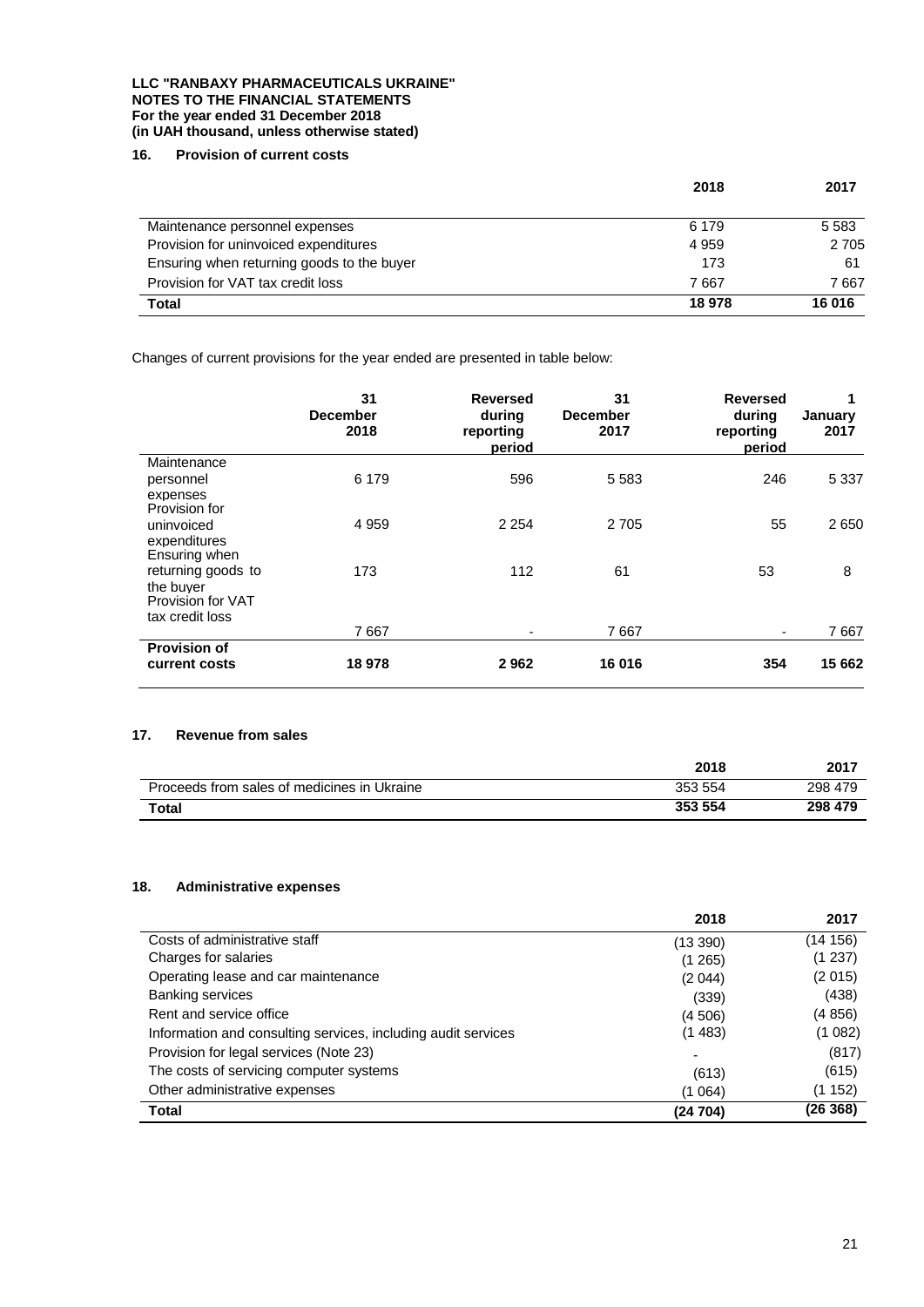**LLC "RANBAXY PHARMACEUTICALS UKRAINE"**
**NOTES TO THE FINANCIAL STATEMENTS**
**For the year ended 31 December 2018**
**(in UAH thousand, unless otherwise stated)**

## 16. Provision of current costs

| | 2018 | 2017 |
|---|---|---|
| Maintenance personnel expenses | 6 179 | 5 583 |
| Provision for uninvoiced expenditures | 4 959 | 2 705 |
| Ensuring when returning goods to the buyer | 173 | 61 |
| Provision for VAT tax credit loss | 7 667 | 7 667 |
| **Total** | **18 978** | **16 016** |

Changes of current provisions for the year ended are presented in table below:

| | 31 December 2018 | Reversed during reporting period | 31 December 2017 | Reversed during reporting period | 1 January 2017 |
|---|---|---|---|---|---|
| Maintenance personnel expenses | 6 179 | 596 | 5 583 | 246 | 5 337 |
| Provision for uninvoiced expenditures | 4 959 | 2 254 | 2 705 | 55 | 2 650 |
| Ensuring when returning goods to the buyer | 173 | 112 | 61 | 53 | 8 |
| Provision for VAT tax credit loss | 7 667 | - | 7 667 | - | 7 667 |
| **Provision of current costs** | **18 978** | **2 962** | **16 016** | **354** | **15 662** |

## 17. Revenue from sales

| | 2018 | 2017 |
|---|---|---|
| Proceeds from sales of medicines in Ukraine | 353 554 | 298 479 |
| **Total** | **353 554** | **298 479** |

## 18. Administrative expenses

| | 2018 | 2017 |
|---|---|---|
| Costs of administrative staff | (13 390) | (14 156) |
| Charges for salaries | (1 265) | (1 237) |
| Operating lease and car maintenance | (2 044) | (2 015) |
| Banking services | (339) | (438) |
| Rent and service office | (4 506) | (4 856) |
| Information and consulting services, including audit services | (1 483) | (1 082) |
| Provision for legal services (Note 23) | - | (817) |
| The costs of servicing computer systems | (613) | (615) |
| Other administrative expenses | (1 064) | (1 152) |
| **Total** | **(24 704)** | **(26 368)** |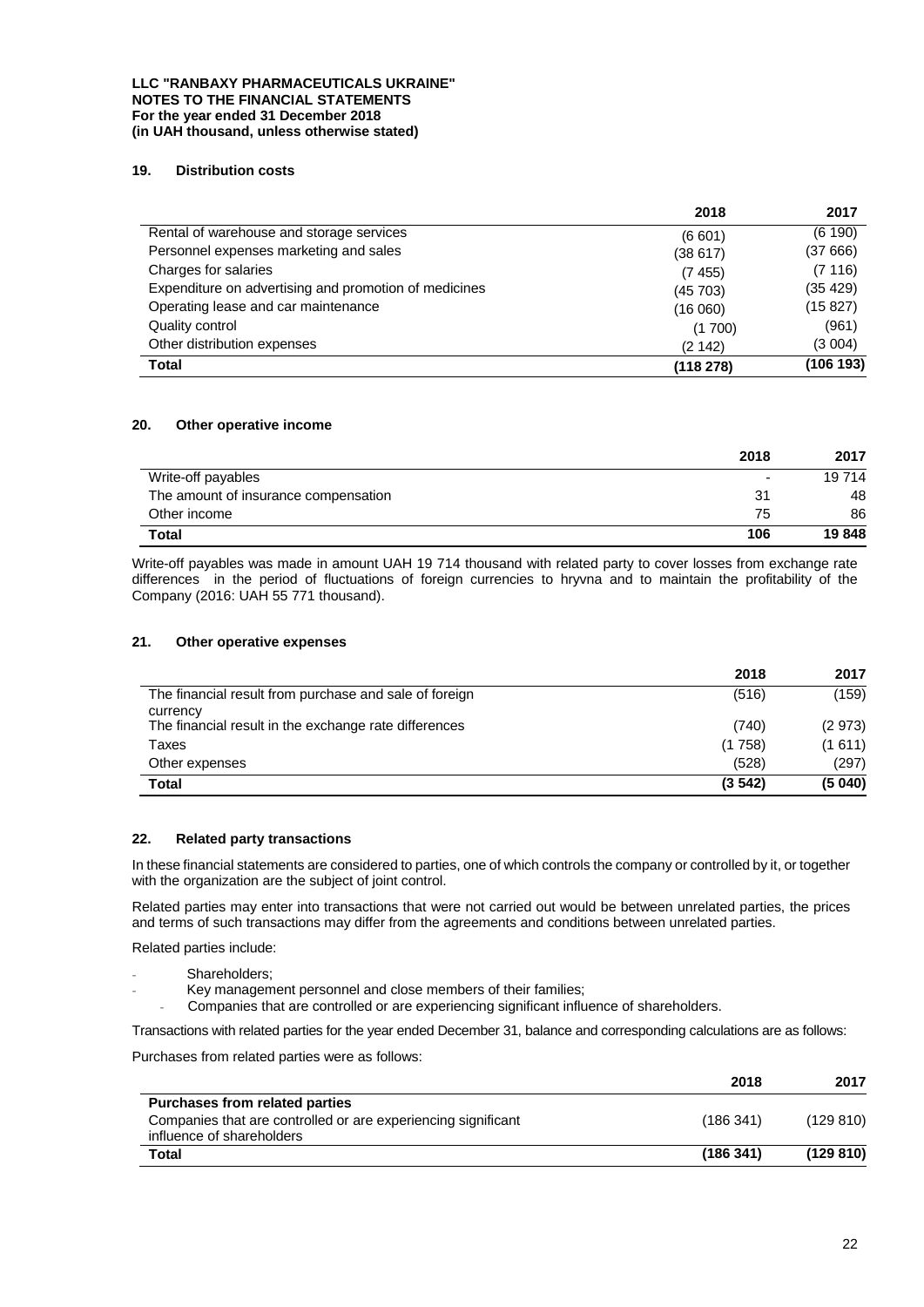**LLC "RANBAXY PHARMACEUTICALS UKRAINE"**
**NOTES TO THE FINANCIAL STATEMENTS**
**For the year ended 31 December 2018**
**(in UAH thousand, unless otherwise stated)**

## 19. Distribution costs

| | 2018 | 2017 |
|---|---|---|
| Rental of warehouse and storage services | (6 601) | (6 190) |
| Personnel expenses marketing and sales | (38 617) | (37 666) |
| Charges for salaries | (7 455) | (7 116) |
| Expenditure on advertising and promotion of medicines | (45 703) | (35 429) |
| Operating lease and car maintenance | (16 060) | (15 827) |
| Quality control | (1 700) | (961) |
| Other distribution expenses | (2 142) | (3 004) |
| **Total** | **(118 278)** | **(106 193)** |

## 20. Other operative income

| | 2018 | 2017 |
|---|---|---|
| Write-off payables | - | 19 714 |
| The amount of insurance compensation | 31 | 48 |
| Other income | 75 | 86 |
| **Total** | **106** | **19 848** |

Write-off payables was made in amount UAH 19 714 thousand with related party to cover losses from exchange rate differences in the period of fluctuations of foreign currencies to hryvna and to maintain the profitability of the Company (2016: UAH 55 771 thousand).

## 21. Other operative expenses

| | 2018 | 2017 |
|---|---|---|
| The financial result from purchase and sale of foreign currency | (516) | (159) |
| The financial result in the exchange rate differences | (740) | (2 973) |
| Taxes | (1 758) | (1 611) |
| Other expenses | (528) | (297) |
| **Total** | **(3 542)** | **(5 040)** |

## 22. Related party transactions

In these financial statements are considered to parties, one of which controls the company or controlled by it, or together with the organization are the subject of joint control.

Related parties may enter into transactions that were not carried out would be between unrelated parties, the prices and terms of such transactions may differ from the agreements and conditions between unrelated parties.

Related parties include:

- Shareholders;
- Key management personnel and close members of their families;
- Companies that are controlled or are experiencing significant influence of shareholders.

Transactions with related parties for the year ended December 31, balance and corresponding calculations are as follows:

Purchases from related parties were as follows:

| | 2018 | 2017 |
|---|---|---|
| **Purchases from related parties** | | |
| Companies that are controlled or are experiencing significant influence of shareholders | (186 341) | (129 810) |
| **Total** | **(186 341)** | **(129 810)** |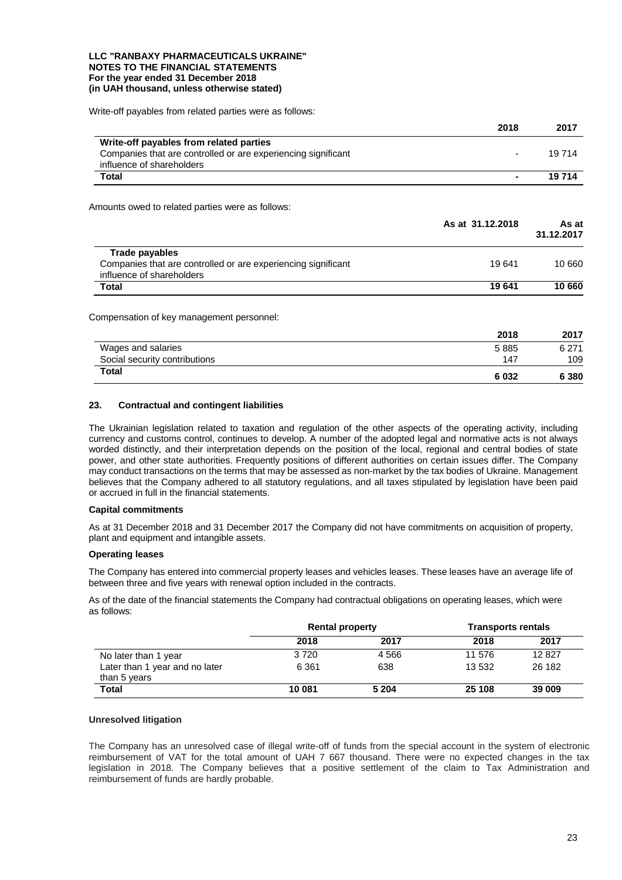Write-off payables from related parties were as follows:

| | 2018 | 2017 |
|---|---|---|
| **Write-off payables from related parties** | | |
| Companies that are controlled or are experiencing significant influence of shareholders | - | 19 714 |
| **Total** | **-** | **19 714** |

Amounts owed to related parties were as follows:

| | As at 31.12.2018 | As at 31.12.2017 |
|---|---|---|
| **Trade payables** | | |
| Companies that are controlled or are experiencing significant influence of shareholders | 19 641 | 10 660 |
| **Total** | **19 641** | **10 660** |

Compensation of key management personnel:

| | 2018 | 2017 |
|---|---|---|
| Wages and salaries | 5 885 | 6 271 |
| Social security contributions | 147 | 109 |
| **Total** | **6 032** | **6 380** |

## 23. Contractual and contingent liabilities

The Ukrainian legislation related to taxation and regulation of the other aspects of the operating activity, including currency and customs control, continues to develop. A number of the adopted legal and normative acts is not always worded distinctly, and their interpretation depends on the position of the local, regional and central bodies of state power, and other state authorities. Frequently positions of different authorities on certain issues differ. The Company may conduct transactions on the terms that may be assessed as non-market by the tax bodies of Ukraine. Management believes that the Company adhered to all statutory regulations, and all taxes stipulated by legislation have been paid or accrued in full in the financial statements.

**Capital commitments**

As at 31 December 2018 and 31 December 2017 the Company did not have commitments on acquisition of property, plant and equipment and intangible assets.

**Operating leases**

The Company has entered into commercial property leases and vehicles leases. These leases have an average life of between three and five years with renewal option included in the contracts.

As of the date of the financial statements the Company had contractual obligations on operating leases, which were as follows:

| | Rental property | | Transports rentals | |
|---|---|---|---|---|
| | **2018** | **2017** | **2018** | **2017** |
| No later than 1 year | 3 720 | 4 566 | 11 576 | 12 827 |
| Later than 1 year and no later than 5 years | 6 361 | 638 | 13 532 | 26 182 |
| **Total** | **10 081** | **5 204** | **25 108** | **39 009** |

**Unresolved litigation**

The Company has an unresolved case of illegal write-off of funds from the special account in the system of electronic reimbursement of VAT for the total amount of UAH 7 667 thousand. There were no expected changes in the tax legislation in 2018. The Company believes that a positive settlement of the claim to Tax Administration and reimbursement of funds are hardly probable.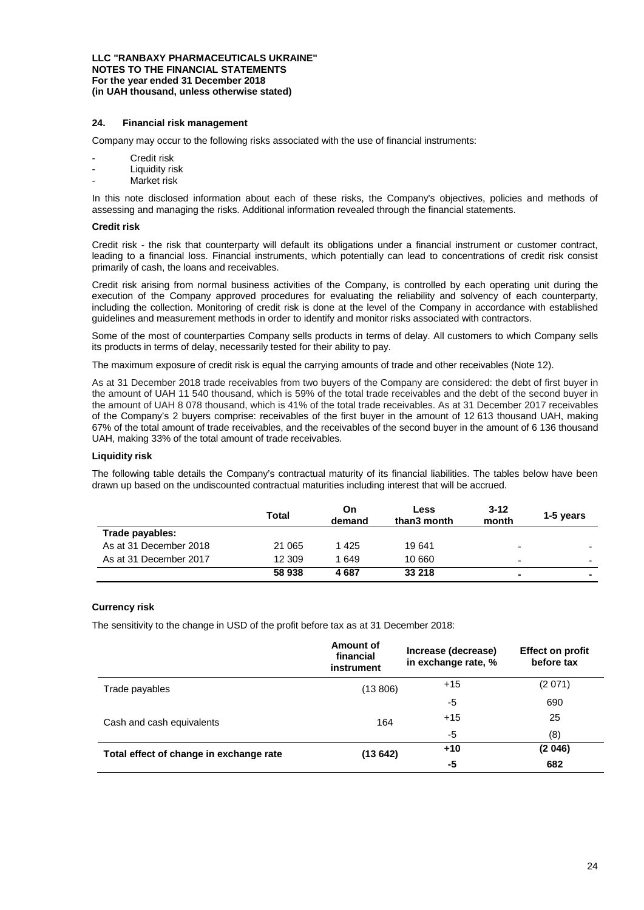LLC "RANBAXY PHARMACEUTICALS UKRAINE"
NOTES TO THE FINANCIAL STATEMENTS
For the year ended 31 December 2018
(in UAH thousand, unless otherwise stated)

## 24. Financial risk management

Company may occur to the following risks associated with the use of financial instruments:

- Credit risk
- Liquidity risk
- Market risk

In this note disclosed information about each of these risks, the Company's objectives, policies and methods of assessing and managing the risks. Additional information revealed through the financial statements.

### Credit risk

Credit risk - the risk that counterparty will default its obligations under a financial instrument or customer contract, leading to a financial loss. Financial instruments, which potentially can lead to concentrations of credit risk consist primarily of cash, the loans and receivables.

Credit risk arising from normal business activities of the Company, is controlled by each operating unit during the execution of the Company approved procedures for evaluating the reliability and solvency of each counterparty, including the collection. Monitoring of credit risk is done at the level of the Company in accordance with established guidelines and measurement methods in order to identify and monitor risks associated with contractors.

Some of the most of counterparties Company sells products in terms of delay. All customers to which Company sells its products in terms of delay, necessarily tested for their ability to pay.

The maximum exposure of credit risk is equal the carrying amounts of trade and other receivables (Note 12).

As at 31 December 2018 trade receivables from two buyers of the Company are considered: the debt of first buyer in the amount of UAH 11 540 thousand, which is 59% of the total trade receivables and the debt of the second buyer in the amount of UAH 8 078 thousand, which is 41% of the total trade receivables. As at 31 December 2017 receivables of the Company's 2 buyers comprise: receivables of the first buyer in the amount of 12 613 thousand UAH, making 67% of the total amount of trade receivables, and the receivables of the second buyer in the amount of 6 136 thousand UAH, making 33% of the total amount of trade receivables.

### Liquidity risk

The following table details the Company's contractual maturity of its financial liabilities. The tables below have been drawn up based on the undiscounted contractual maturities including interest that will be accrued.

| | Total | On demand | Less than3 month | 3-12 month | 1-5 years |
|---|---|---|---|---|---|
| **Trade payables:** | | | | | |
| As at 31 December 2018 | 21 065 | 1 425 | 19 641 | - | - |
| As at 31 December 2017 | 12 309 | 1 649 | 10 660 | - | - |
| | **58 938** | **4 687** | **33 218** | **-** | **-** |

### Currency risk

The sensitivity to the change in USD of the profit before tax as at 31 December 2018:

| | Amount of financial instrument | Increase (decrease) in exchange rate, % | Effect on profit before tax |
|---|---|---|---|
| Trade payables | (13 806) | +15 | (2 071) |
| | | -5 | 690 |
| Cash and cash equivalents | 164 | +15 | 25 |
| | | -5 | (8) |
| **Total effect of change in exchange rate** | **(13 642)** | **+10** | **(2 046)** |
| | | **-5** | **682** |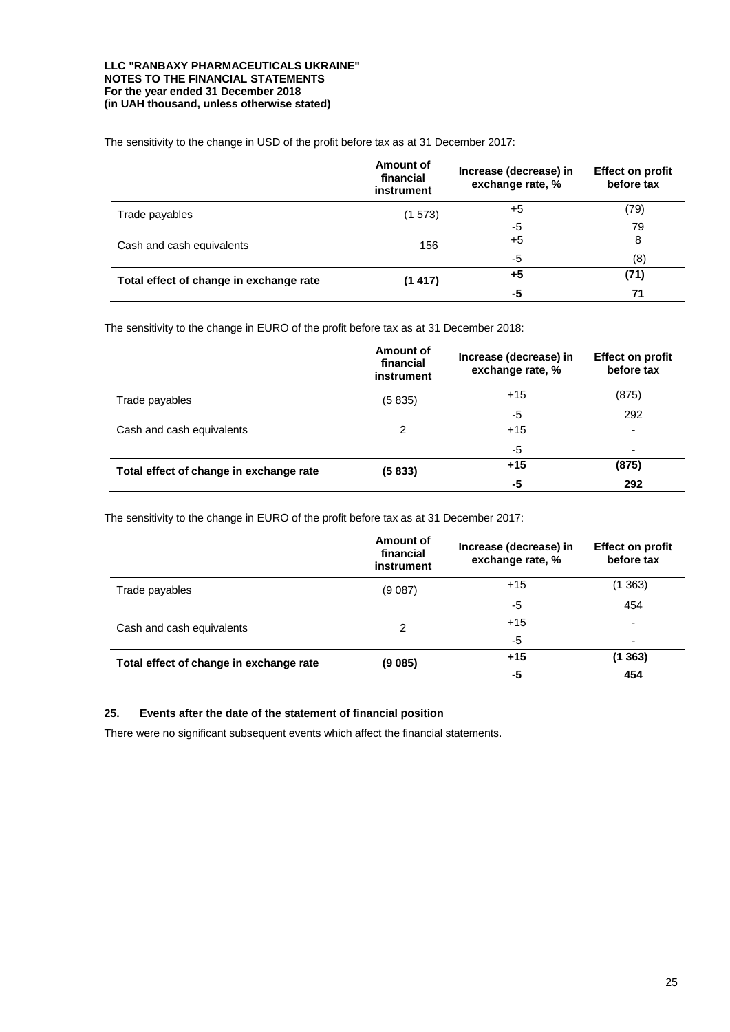The sensitivity to the change in USD of the profit before tax as at 31 December 2017:

| | Amount of financial instrument | Increase (decrease) in exchange rate, % | Effect on profit before tax |
|---|---|---|---|
| Trade payables | (1 573) | +5 | (79) |
| | | -5 | 79 |
| Cash and cash equivalents | 156 | +5 | 8 |
| | | -5 | (8) |
| **Total effect of change in exchange rate** | **(1 417)** | **+5** | **(71)** |
| | | **-5** | **71** |

The sensitivity to the change in EURO of the profit before tax as at 31 December 2018:

| | Amount of financial instrument | Increase (decrease) in exchange rate, % | Effect on profit before tax |
|---|---|---|---|
| Trade payables | (5 835) | +15 | (875) |
| | | -5 | 292 |
| Cash and cash equivalents | 2 | +15 | - |
| | | -5 | - |
| **Total effect of change in exchange rate** | **(5 833)** | **+15** | **(875)** |
| | | **-5** | **292** |

The sensitivity to the change in EURO of the profit before tax as at 31 December 2017:

| | Amount of financial instrument | Increase (decrease) in exchange rate, % | Effect on profit before tax |
|---|---|---|---|
| Trade payables | (9 087) | +15 | (1 363) |
| | | -5 | 454 |
| Cash and cash equivalents | 2 | +15 | - |
| | | -5 | - |
| **Total effect of change in exchange rate** | **(9 085)** | **+15** | **(1 363)** |
| | | **-5** | **454** |

## 25. Events after the date of the statement of financial position

There were no significant subsequent events which affect the financial statements.